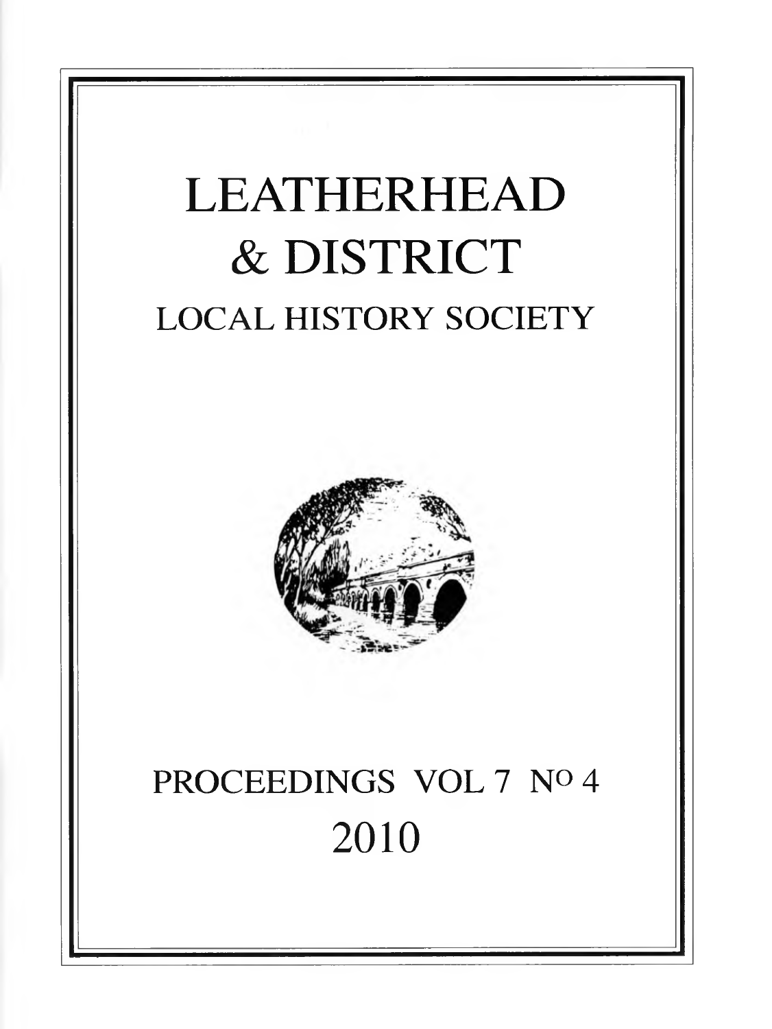# LEATHERHEAD & DISTRICT

## LOCAL HISTORY SOCIETY

## PROCEEDINGS VOL 7 No 4

## 2010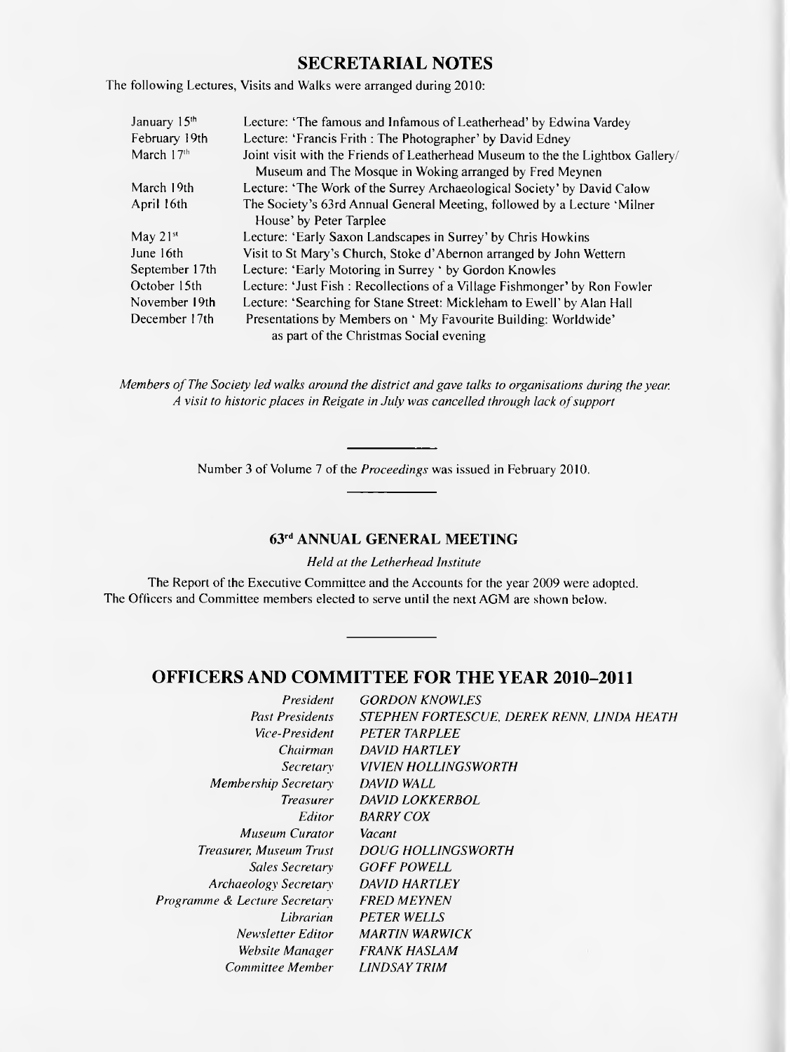## SECRETARIAL NOTES

The following Lectures, Visits and Walks were arranged during 2010:

| | |
|---|---|
| January 15th | Lecture: 'The famous and Infamous of Leatherhead' by Edwina Vardey |
| February 19th | Lecture: 'Francis Frith : The Photographer' by David Edney |
| March 17th | Joint visit with the Friends of Leatherhead Museum to the Lightbox Gallery/ Museum and The Mosque in Woking arranged by Fred Meynen |
| March 19th | Lecture: 'The Work of the Surrey Archaeological Society' by David Calow |
| April 16th | The Society's 63rd Annual General Meeting, followed by a Lecture 'Milner House' by Peter Tarplee |
| May 21st | Lecture: 'Early Saxon Landscapes in Surrey' by Chris Howkins |
| June 16th | Visit to St Mary's Church, Stoke d'Abernon arranged by John Wettern |
| September 17th | Lecture: 'Early Motoring in Surrey ' by Gordon Knowles |
| October 15th | Lecture: 'Just Fish : Recollections of a Village Fishmonger' by Ron Fowler |
| November 19th | Lecture: 'Searching for Stane Street: Mickleham to Ewell' by Alan Hall |
| December 17th | Presentations by Members on ' My Favourite Building: Worldwide' as part of the Christmas Social evening |

*Members of The Society led walks around the district and gave talks to organisations during the year. A visit to historic places in Reigate in July was cancelled through lack of support*

---

Number 3 of Volume 7 of the *Proceedings* was issued in February 2010.

---

### 63rd ANNUAL GENERAL MEETING

*Held at the Letherhead Institute*

The Report of the Executive Committee and the Accounts for the year 2009 were adopted. The Officers and Committee members elected to serve until the next AGM are shown below.

---

## OFFICERS AND COMMITTEE FOR THE YEAR 2010–2011

| | |
|---|---|
| *President* | *GORDON KNOWLES* |
| *Past Presidents* | *STEPHEN FORTESCUE, DEREK RENN, LINDA HEATH* |
| *Vice-President* | *PETER TARPLEE* |
| *Chairman* | *DAVID HARTLEY* |
| *Secretary* | *VIVIEN HOLLINGSWORTH* |
| *Membership Secretary* | *DAVID WALL* |
| *Treasurer* | *DAVID LOKKERBOL* |
| *Editor* | *BARRY COX* |
| *Museum Curator* | *Vacant* |
| *Treasurer, Museum Trust* | *DOUG HOLLINGSWORTH* |
| *Sales Secretary* | *GOFF POWELL* |
| *Archaeology Secretary* | *DAVID HARTLEY* |
| *Programme & Lecture Secretary* | *FRED MEYNEN* |
| *Librarian* | *PETER WELLS* |
| *Newsletter Editor* | *MARTIN WARWICK* |
| *Website Manager* | *FRANK HASLAM* |
| *Committee Member* | *LINDSAY TRIM* |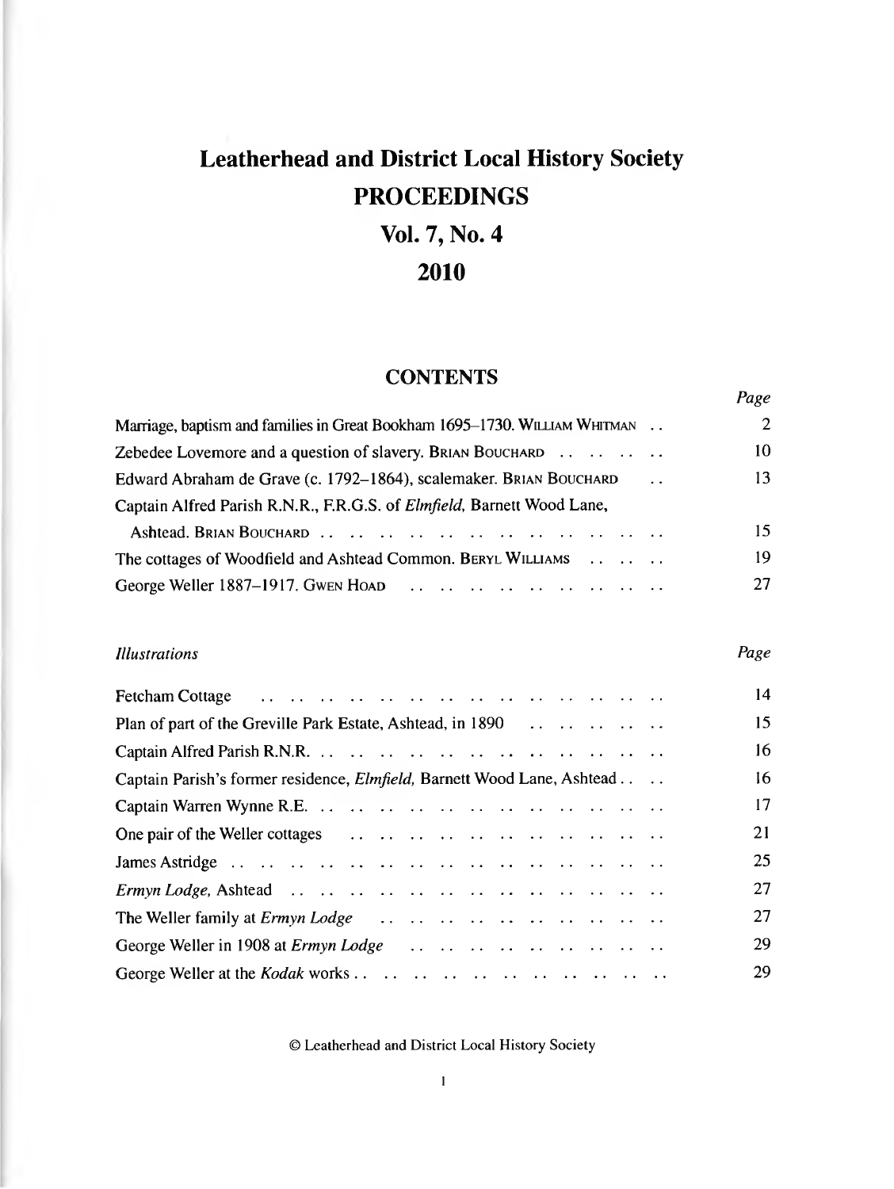# Leatherhead and District Local History Society

# PROCEEDINGS

# Vol. 7, No. 4

# 2010

## CONTENTS

| | Page |
|---|---|
| Marriage, baptism and families in Great Bookham 1695–1730. William Whitman | 2 |
| Zebedee Lovemore and a question of slavery. Brian Bouchard | 10 |
| Edward Abraham de Grave (c. 1792–1864), scalemaker. Brian Bouchard | 13 |
| Captain Alfred Parish R.N.R., F.R.G.S. of *Elmfield*, Barnett Wood Lane, Ashtead. Brian Bouchard | 15 |
| The cottages of Woodfield and Ashtead Common. Beryl Williams | 19 |
| George Weller 1887–1917. Gwen Hoad | 27 |

| *Illustrations* | *Page* |
|---|---|
| Fetcham Cottage | 14 |
| Plan of part of the Greville Park Estate, Ashtead, in 1890 | 15 |
| Captain Alfred Parish R.N.R. | 16 |
| Captain Parish's former residence, *Elmfield*, Barnett Wood Lane, Ashtead | 16 |
| Captain Warren Wynne R.E. | 17 |
| One pair of the Weller cottages | 21 |
| James Astridge | 25 |
| *Ermyn Lodge*, Ashtead | 27 |
| The Weller family at *Ermyn Lodge* | 27 |
| George Weller in 1908 at *Ermyn Lodge* | 29 |
| George Weller at the *Kodak* works | 29 |

© Leatherhead and District Local History Society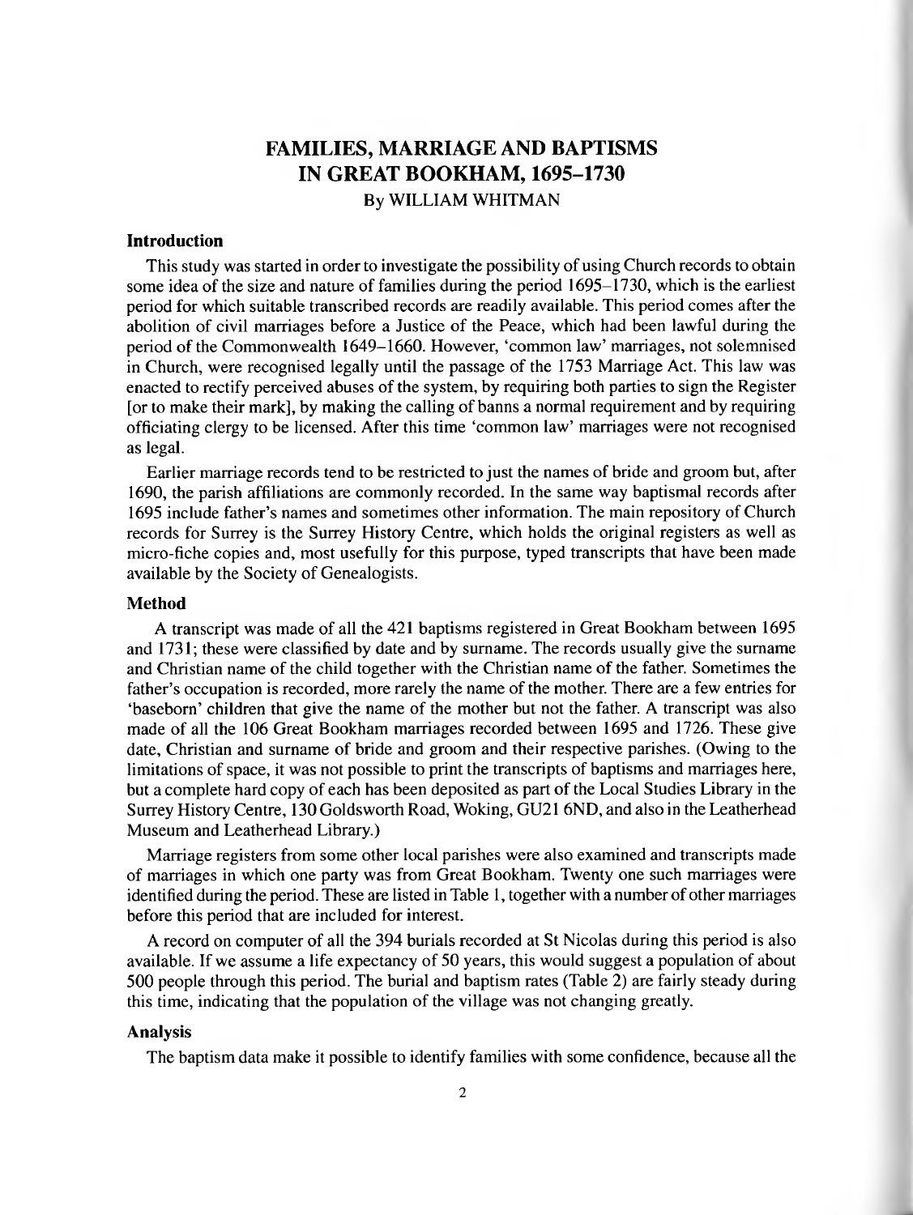# FAMILIES, MARRIAGE AND BAPTISMS IN GREAT BOOKHAM, 1695–1730

By WILLIAM WHITMAN

## Introduction

This study was started in order to investigate the possibility of using Church records to obtain some idea of the size and nature of families during the period 1695–1730, which is the earliest period for which suitable transcribed records are readily available. This period comes after the abolition of civil marriages before a Justice of the Peace, which had been lawful during the period of the Commonwealth 1649–1660. However, 'common law' marriages, not solemnised in Church, were recognised legally until the passage of the 1753 Marriage Act. This law was enacted to rectify perceived abuses of the system, by requiring both parties to sign the Register [or to make their mark], by making the calling of banns a normal requirement and by requiring officiating clergy to be licensed. After this time 'common law' marriages were not recognised as legal.

Earlier marriage records tend to be restricted to just the names of bride and groom but, after 1690, the parish affiliations are commonly recorded. In the same way baptismal records after 1695 include father's names and sometimes other information. The main repository of Church records for Surrey is the Surrey History Centre, which holds the original registers as well as micro-fiche copies and, most usefully for this purpose, typed transcripts that have been made available by the Society of Genealogists.

## Method

A transcript was made of all the 421 baptisms registered in Great Bookham between 1695 and 1731; these were classified by date and by surname. The records usually give the surname and Christian name of the child together with the Christian name of the father. Sometimes the father's occupation is recorded, more rarely the name of the mother. There are a few entries for 'baseborn' children that give the name of the mother but not the father. A transcript was also made of all the 106 Great Bookham marriages recorded between 1695 and 1726. These give date, Christian and surname of bride and groom and their respective parishes. (Owing to the limitations of space, it was not possible to print the transcripts of baptisms and marriages here, but a complete hard copy of each has been deposited as part of the Local Studies Library in the Surrey History Centre, 130 Goldsworth Road, Woking, GU21 6ND, and also in the Leatherhead Museum and Leatherhead Library.)

Marriage registers from some other local parishes were also examined and transcripts made of marriages in which one party was from Great Bookham. Twenty one such marriages were identified during the period. These are listed in Table 1, together with a number of other marriages before this period that are included for interest.

A record on computer of all the 394 burials recorded at St Nicolas during this period is also available. If we assume a life expectancy of 50 years, this would suggest a population of about 500 people through this period. The burial and baptism rates (Table 2) are fairly steady during this time, indicating that the population of the village was not changing greatly.

## Analysis

The baptism data make it possible to identify families with some confidence, because all the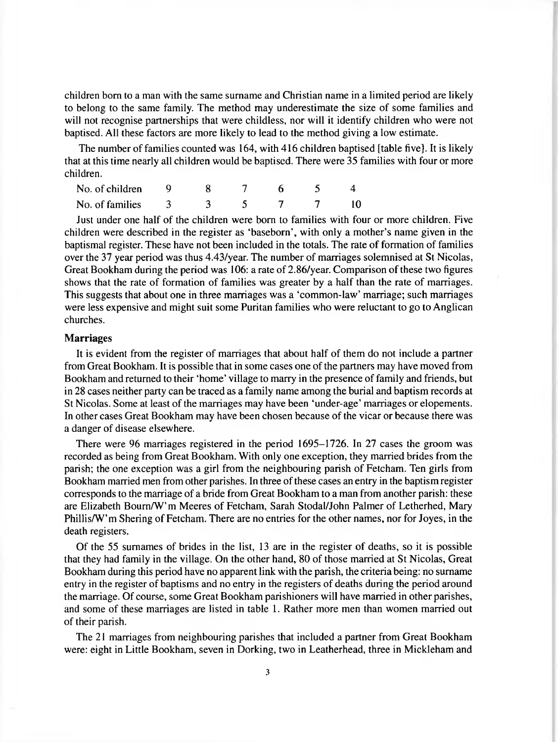children born to a man with the same surname and Christian name in a limited period are likely to belong to the same family. The method may underestimate the size of some families and will not recognise partnerships that were childless, nor will it identify children who were not baptised. All these factors are more likely to lead to the method giving a low estimate.

The number of families counted was 164, with 416 children baptised [table five}. It is likely that at this time nearly all children would be baptised. There were 35 families with four or more children.

| No. of children | 9 | 8 | 7 | 6 | 5 | 4 |
|---|---|---|---|---|---|---|
| No. of families | 3 | 3 | 5 | 7 | 7 | 10 |

Just under one half of the children were born to families with four or more children. Five children were described in the register as 'baseborn', with only a mother's name given in the baptismal register. These have not been included in the totals. The rate of formation of families over the 37 year period was thus 4.43/year. The number of marriages solemnised at St Nicolas, Great Bookham during the period was 106: a rate of 2.86/year. Comparison of these two figures shows that the rate of formation of families was greater by a half than the rate of marriages. This suggests that about one in three marriages was a 'common-law' marriage; such marriages were less expensive and might suit some Puritan families who were reluctant to go to Anglican churches.

### Marriages

It is evident from the register of marriages that about half of them do not include a partner from Great Bookham. It is possible that in some cases one of the partners may have moved from Bookham and returned to their 'home' village to marry in the presence of family and friends, but in 28 cases neither party can be traced as a family name among the burial and baptism records at St Nicolas. Some at least of the marriages may have been 'under-age' marriages or elopements. In other cases Great Bookham may have been chosen because of the vicar or because there was a danger of disease elsewhere.

There were 96 marriages registered in the period 1695–1726. In 27 cases the groom was recorded as being from Great Bookham. With only one exception, they married brides from the parish; the one exception was a girl from the neighbouring parish of Fetcham. Ten girls from Bookham married men from other parishes. In three of these cases an entry in the baptism register corresponds to the marriage of a bride from Great Bookham to a man from another parish: these are Elizabeth Bourn/W'm Meeres of Fetcham, Sarah Stodal/John Palmer of Letherhed, Mary Phillis/W'm Shering of Fetcham. There are no entries for the other names, nor for Joyes, in the death registers.

Of the 55 surnames of brides in the list, 13 are in the register of deaths, so it is possible that they had family in the village. On the other hand, 80 of those married at St Nicolas, Great Bookham during this period have no apparent link with the parish, the criteria being: no surname entry in the register of baptisms and no entry in the registers of deaths during the period around the marriage. Of course, some Great Bookham parishioners will have married in other parishes, and some of these marriages are listed in table 1. Rather more men than women married out of their parish.

The 21 marriages from neighbouring parishes that included a partner from Great Bookham were: eight in Little Bookham, seven in Dorking, two in Leatherhead, three in Mickleham and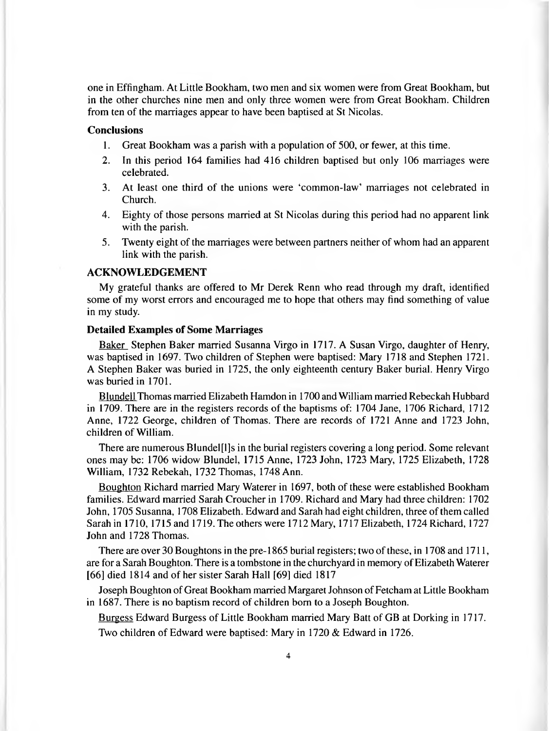one in Effingham. At Little Bookham, two men and six women were from Great Bookham, but in the other churches nine men and only three women were from Great Bookham. Children from ten of the marriages appear to have been baptised at St Nicolas.

### Conclusions

1. Great Bookham was a parish with a population of 500, or fewer, at this time.
2. In this period 164 families had 416 children baptised but only 106 marriages were celebrated.
3. At least one third of the unions were 'common-law' marriages not celebrated in Church.
4. Eighty of those persons married at St Nicolas during this period had no apparent link with the parish.
5. Twenty eight of the marriages were between partners neither of whom had an apparent link with the parish.

## ACKNOWLEDGEMENT

My grateful thanks are offered to Mr Derek Renn who read through my draft, identified some of my worst errors and encouraged me to hope that others may find something of value in my study.

### Detailed Examples of Some Marriages

<u>Baker</u> Stephen Baker married Susanna Virgo in 1717. A Susan Virgo, daughter of Henry, was baptised in 1697. Two children of Stephen were baptised: Mary 1718 and Stephen 1721. A Stephen Baker was buried in 1725, the only eighteenth century Baker burial. Henry Virgo was buried in 1701.

<u>Blundell</u> Thomas married Elizabeth Hamdon in 1700 and William married Rebeckah Hubbard in 1709. There are in the registers records of the baptisms of: 1704 Jane, 1706 Richard, 1712 Anne, 1722 George, children of Thomas. There are records of 1721 Anne and 1723 John, children of William.

There are numerous Blundel[l]s in the burial registers covering a long period. Some relevant ones may be: 1706 widow Blundel, 1715 Anne, 1723 John, 1723 Mary, 1725 Elizabeth, 1728 William, 1732 Rebekah, 1732 Thomas, 1748 Ann.

<u>Boughton</u> Richard married Mary Waterer in 1697, both of these were established Bookham families. Edward married Sarah Croucher in 1709. Richard and Mary had three children: 1702 John, 1705 Susanna, 1708 Elizabeth. Edward and Sarah had eight children, three of them called Sarah in 1710, 1715 and 1719. The others were 1712 Mary, 1717 Elizabeth, 1724 Richard, 1727 John and 1728 Thomas.

There are over 30 Boughtons in the pre-1865 burial registers; two of these, in 1708 and 1711, are for a Sarah Boughton. There is a tombstone in the churchyard in memory of Elizabeth Waterer [66] died 1814 and of her sister Sarah Hall [69] died 1817

Joseph Boughton of Great Bookham married Margaret Johnson of Fetcham at Little Bookham in 1687. There is no baptism record of children born to a Joseph Boughton.

<u>Burgess</u> Edward Burgess of Little Bookham married Mary Batt of GB at Dorking in 1717. Two children of Edward were baptised: Mary in 1720 & Edward in 1726.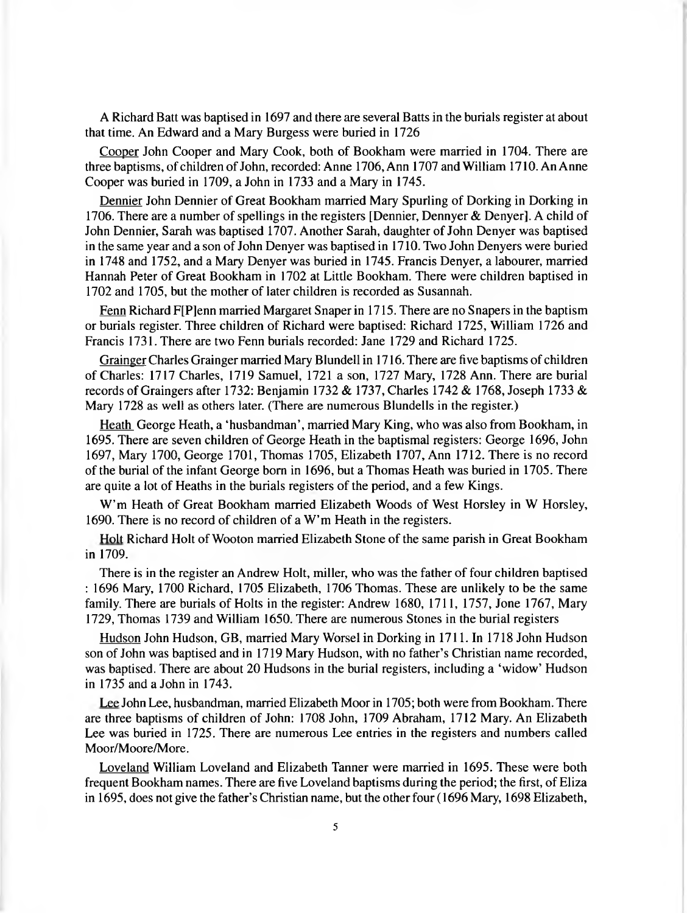A Richard Batt was baptised in 1697 and there are several Batts in the burials register at about that time. An Edward and a Mary Burgess were buried in 1726

Cooper John Cooper and Mary Cook, both of Bookham were married in 1704. There are three baptisms, of children of John, recorded: Anne 1706, Ann 1707 and William 1710. An Anne Cooper was buried in 1709, a John in 1733 and a Mary in 1745.

Dennier John Dennier of Great Bookham married Mary Spurling of Dorking in Dorking in 1706. There are a number of spellings in the registers [Dennier, Dennyer & Denyer]. A child of John Dennier, Sarah was baptised 1707. Another Sarah, daughter of John Denyer was baptised in the same year and a son of John Denyer was baptised in 1710. Two John Denyers were buried in 1748 and 1752, and a Mary Denyer was buried in 1745. Francis Denyer, a labourer, married Hannah Peter of Great Bookham in 1702 at Little Bookham. There were children baptised in 1702 and 1705, but the mother of later children is recorded as Susannah.

Fenn Richard F[P]enn married Margaret Snaper in 1715. There are no Snapers in the baptism or burials register. Three children of Richard were baptised: Richard 1725, William 1726 and Francis 1731. There are two Fenn burials recorded: Jane 1729 and Richard 1725.

Grainger Charles Grainger married Mary Blundell in 1716. There are five baptisms of children of Charles: 1717 Charles, 1719 Samuel, 1721 a son, 1727 Mary, 1728 Ann. There are burial records of Graingers after 1732: Benjamin 1732 & 1737, Charles 1742 & 1768, Joseph 1733 & Mary 1728 as well as others later. (There are numerous Blundells in the register.)

Heath George Heath, a 'husbandman', married Mary King, who was also from Bookham, in 1695. There are seven children of George Heath in the baptismal registers: George 1696, John 1697, Mary 1700, George 1701, Thomas 1705, Elizabeth 1707, Ann 1712. There is no record of the burial of the infant George born in 1696, but a Thomas Heath was buried in 1705. There are quite a lot of Heaths in the burials registers of the period, and a few Kings.

W'm Heath of Great Bookham married Elizabeth Woods of West Horsley in W Horsley, 1690. There is no record of children of a W'm Heath in the registers.

Holt Richard Holt of Wooton married Elizabeth Stone of the same parish in Great Bookham in 1709.

There is in the register an Andrew Holt, miller, who was the father of four children baptised : 1696 Mary, 1700 Richard, 1705 Elizabeth, 1706 Thomas. These are unlikely to be the same family. There are burials of Holts in the register: Andrew 1680, 1711, 1757, Jone 1767, Mary 1729, Thomas 1739 and William 1650. There are numerous Stones in the burial registers

Hudson John Hudson, GB, married Mary Worsel in Dorking in 1711. In 1718 John Hudson son of John was baptised and in 1719 Mary Hudson, with no father's Christian name recorded, was baptised. There are about 20 Hudsons in the burial registers, including a 'widow' Hudson in 1735 and a John in 1743.

Lee John Lee, husbandman, married Elizabeth Moor in 1705; both were from Bookham. There are three baptisms of children of John: 1708 John, 1709 Abraham, 1712 Mary. An Elizabeth Lee was buried in 1725. There are numerous Lee entries in the registers and numbers called Moor/Moore/More.

Loveland William Loveland and Elizabeth Tanner were married in 1695. These were both frequent Bookham names. There are five Loveland baptisms during the period; the first, of Eliza in 1695, does not give the father's Christian name, but the other four (1696 Mary, 1698 Elizabeth,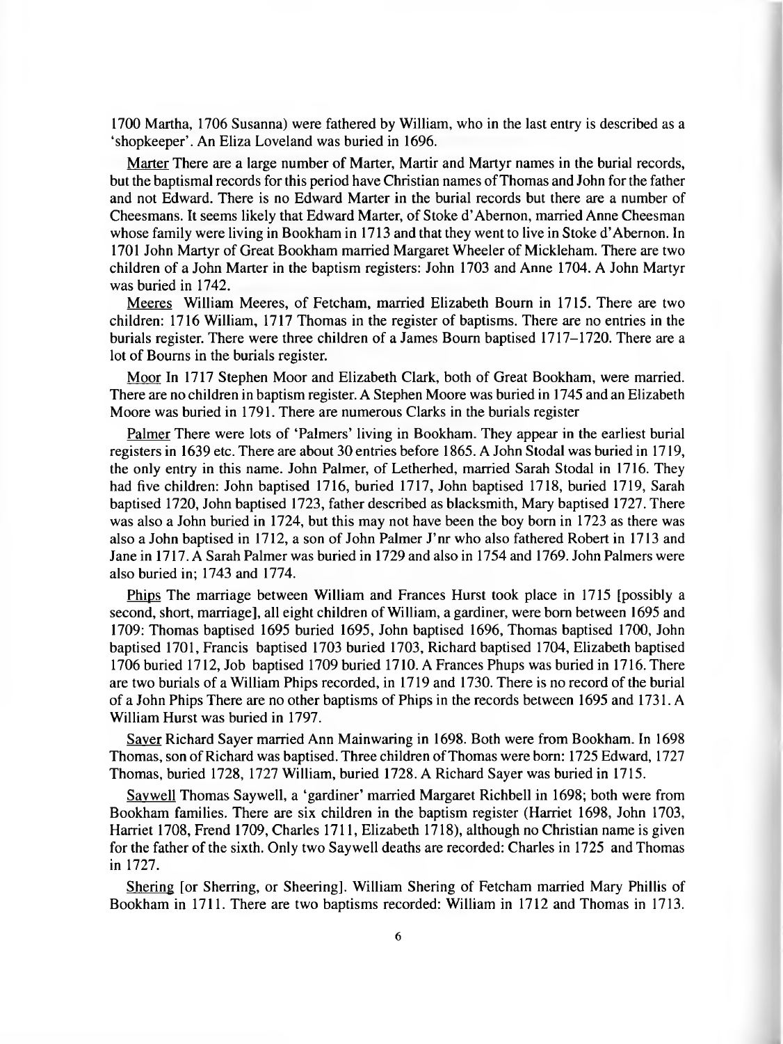1700 Martha, 1706 Susanna) were fathered by William, who in the last entry is described as a 'shopkeeper'. An Eliza Loveland was buried in 1696.

<u>Marter</u> There are a large number of Marter, Martir and Martyr names in the burial records, but the baptismal records for this period have Christian names of Thomas and John for the father and not Edward. There is no Edward Marter in the burial records but there are a number of Cheesmans. It seems likely that Edward Marter, of Stoke d'Abernon, married Anne Cheesman whose family were living in Bookham in 1713 and that they went to live in Stoke d'Abernon. In 1701 John Martyr of Great Bookham married Margaret Wheeler of Mickleham. There are two children of a John Marter in the baptism registers: John 1703 and Anne 1704. A John Martyr was buried in 1742.

<u>Meeres</u> William Meeres, of Fetcham, married Elizabeth Bourn in 1715. There are two children: 1716 William, 1717 Thomas in the register of baptisms. There are no entries in the burials register. There were three children of a James Bourn baptised 1717–1720. There are a lot of Bourns in the burials register.

<u>Moor</u> In 1717 Stephen Moor and Elizabeth Clark, both of Great Bookham, were married. There are no children in baptism register. A Stephen Moore was buried in 1745 and an Elizabeth Moore was buried in 1791. There are numerous Clarks in the burials register

<u>Palmer</u> There were lots of 'Palmers' living in Bookham. They appear in the earliest burial registers in 1639 etc. There are about 30 entries before 1865. A John Stodal was buried in 1719, the only entry in this name. John Palmer, of Letherhed, married Sarah Stodal in 1716. They had five children: John baptised 1716, buried 1717, John baptised 1718, buried 1719, Sarah baptised 1720, John baptised 1723, father described as blacksmith, Mary baptised 1727. There was also a John buried in 1724, but this may not have been the boy born in 1723 as there was also a John baptised in 1712, a son of John Palmer J'nr who also fathered Robert in 1713 and Jane in 1717. A Sarah Palmer was buried in 1729 and also in 1754 and 1769. John Palmers were also buried in; 1743 and 1774.

<u>Phips</u> The marriage between William and Frances Hurst took place in 1715 [possibly a second, short, marriage], all eight children of William, a gardiner, were born between 1695 and 1709: Thomas baptised 1695 buried 1695, John baptised 1696, Thomas baptised 1700, John baptised 1701, Francis baptised 1703 buried 1703, Richard baptised 1704, Elizabeth baptised 1706 buried 1712, Job baptised 1709 buried 1710. A Frances Phups was buried in 1716. There are two burials of a William Phips recorded, in 1719 and 1730. There is no record of the burial of a John Phips There are no other baptisms of Phips in the records between 1695 and 1731. A William Hurst was buried in 1797.

<u>Sayer</u> Richard Sayer married Ann Mainwaring in 1698. Both were from Bookham. In 1698 Thomas, son of Richard was baptised. Three children of Thomas were born: 1725 Edward, 1727 Thomas, buried 1728, 1727 William, buried 1728. A Richard Sayer was buried in 1715.

<u>Saywell</u> Thomas Saywell, a 'gardiner' married Margaret Richbell in 1698; both were from Bookham families. There are six children in the baptism register (Harriet 1698, John 1703, Harriet 1708, Frend 1709, Charles 1711, Elizabeth 1718), although no Christian name is given for the father of the sixth. Only two Saywell deaths are recorded: Charles in 1725 and Thomas in 1727.

<u>Shering</u> [or Sherring, or Sheering]. William Shering of Fetcham married Mary Phillis of Bookham in 1711. There are two baptisms recorded: William in 1712 and Thomas in 1713.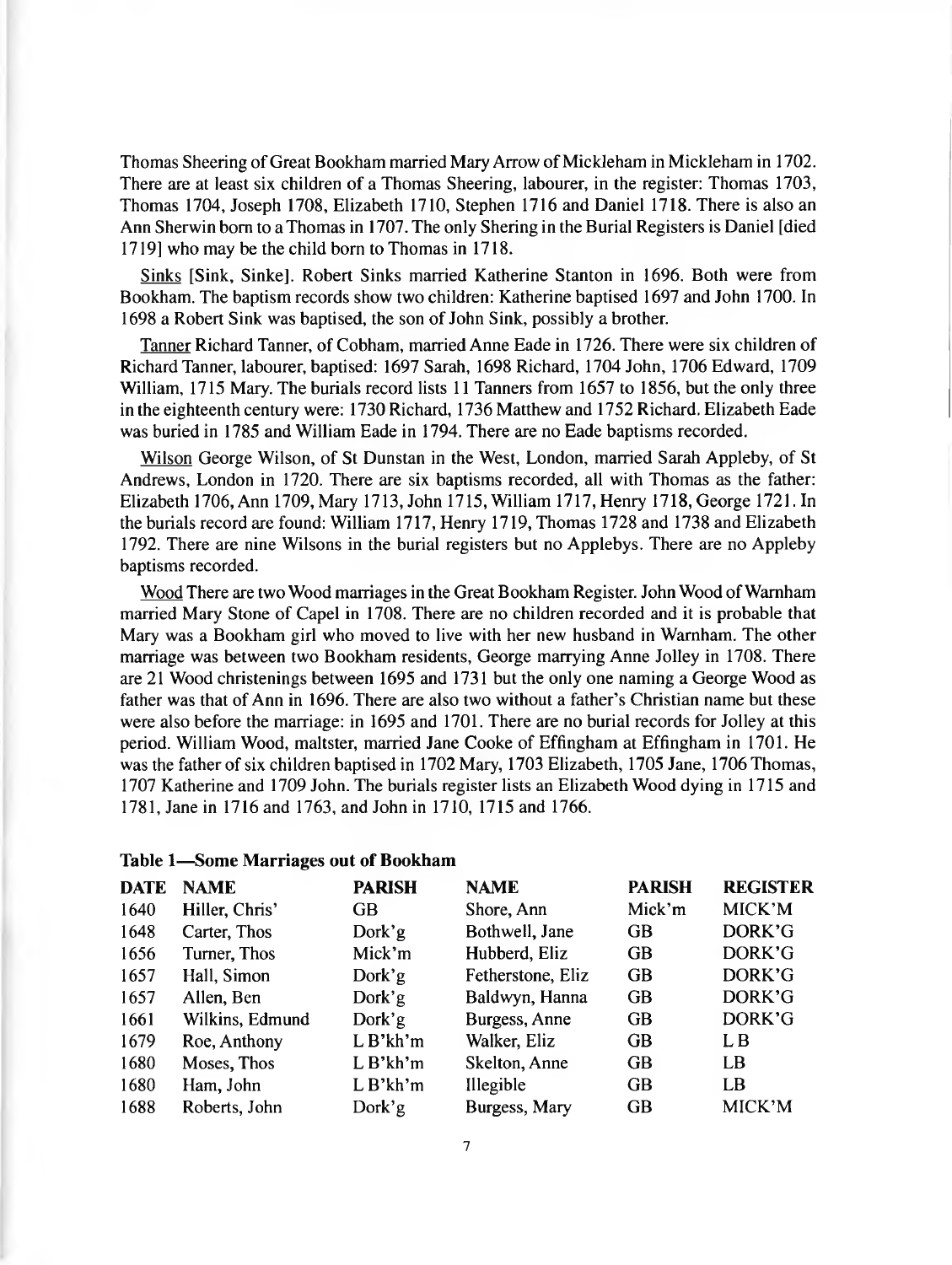Thomas Sheering of Great Bookham married Mary Arrow of Mickleham in Mickleham in 1702. There are at least six children of a Thomas Sheering, labourer, in the register: Thomas 1703, Thomas 1704, Joseph 1708, Elizabeth 1710, Stephen 1716 and Daniel 1718. There is also an Ann Sherwin born to a Thomas in 1707. The only Shering in the Burial Registers is Daniel [died 1719] who may be the child born to Thomas in 1718.

<u>Sinks</u> [Sink, Sinke]. Robert Sinks married Katherine Stanton in 1696. Both were from Bookham. The baptism records show two children: Katherine baptised 1697 and John 1700. In 1698 a Robert Sink was baptised, the son of John Sink, possibly a brother.

<u>Tanner</u> Richard Tanner, of Cobham, married Anne Eade in 1726. There were six children of Richard Tanner, labourer, baptised: 1697 Sarah, 1698 Richard, 1704 John, 1706 Edward, 1709 William, 1715 Mary. The burials record lists 11 Tanners from 1657 to 1856, but the only three in the eighteenth century were: 1730 Richard, 1736 Matthew and 1752 Richard. Elizabeth Eade was buried in 1785 and William Eade in 1794. There are no Eade baptisms recorded.

<u>Wilson</u> George Wilson, of St Dunstan in the West, London, married Sarah Appleby, of St Andrews, London in 1720. There are six baptisms recorded, all with Thomas as the father: Elizabeth 1706, Ann 1709, Mary 1713, John 1715, William 1717, Henry 1718, George 1721. In the burials record are found: William 1717, Henry 1719, Thomas 1728 and 1738 and Elizabeth 1792. There are nine Wilsons in the burial registers but no Applebys. There are no Appleby baptisms recorded.

<u>Wood</u> There are two Wood marriages in the Great Bookham Register. John Wood of Warnham married Mary Stone of Capel in 1708. There are no children recorded and it is probable that Mary was a Bookham girl who moved to live with her new husband in Warnham. The other marriage was between two Bookham residents, George marrying Anne Jolley in 1708. There are 21 Wood christenings between 1695 and 1731 but the only one naming a George Wood as father was that of Ann in 1696. There are also two without a father's Christian name but these were also before the marriage: in 1695 and 1701. There are no burial records for Jolley at this period. William Wood, maltster, married Jane Cooke of Effingham at Effingham in 1701. He was the father of six children baptised in 1702 Mary, 1703 Elizabeth, 1705 Jane, 1706 Thomas, 1707 Katherine and 1709 John. The burials register lists an Elizabeth Wood dying in 1715 and 1781, Jane in 1716 and 1763, and John in 1710, 1715 and 1766.

**Table 1—Some Marriages out of Bookham**

| DATE | NAME | PARISH | NAME | PARISH | REGISTER |
|---|---|---|---|---|---|
| 1640 | Hiller, Chris' | GB | Shore, Ann | Mick'm | MICK'M |
| 1648 | Carter, Thos | Dork'g | Bothwell, Jane | GB | DORK'G |
| 1656 | Turner, Thos | Mick'm | Hubberd, Eliz | GB | DORK'G |
| 1657 | Hall, Simon | Dork'g | Fetherstone, Eliz | GB | DORK'G |
| 1657 | Allen, Ben | Dork'g | Baldwyn, Hanna | GB | DORK'G |
| 1661 | Wilkins, Edmund | Dork'g | Burgess, Anne | GB | DORK'G |
| 1679 | Roe, Anthony | L B'kh'm | Walker, Eliz | GB | L B |
| 1680 | Moses, Thos | L B'kh'm | Skelton, Anne | GB | LB |
| 1680 | Ham, John | L B'kh'm | Illegible | GB | LB |
| 1688 | Roberts, John | Dork'g | Burgess, Mary | GB | MICK'M |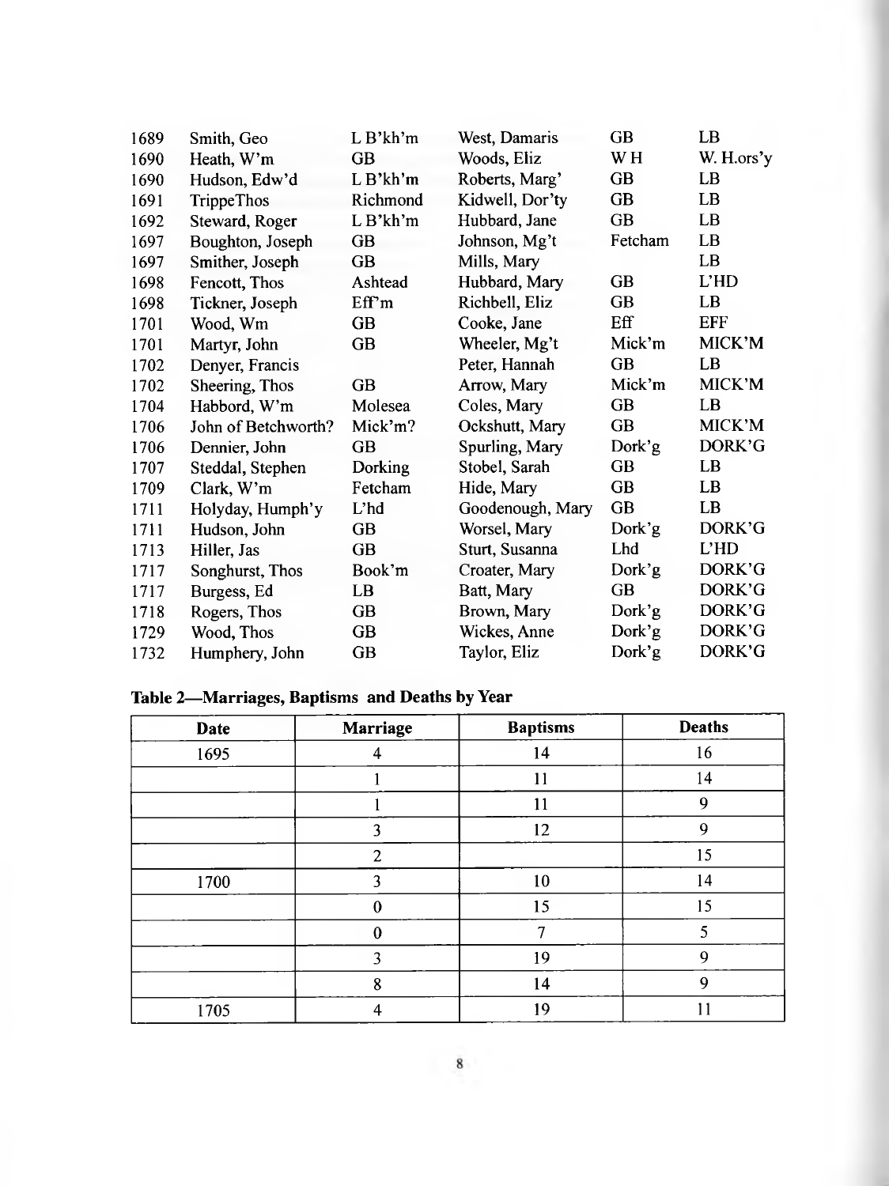| | | | | | |
|---|---|---|---|---|---|
| 1689 | Smith, Geo | L B'kh'm | West, Damaris | GB | LB |
| 1690 | Heath, W'm | GB | Woods, Eliz | W H | W. H.ors'y |
| 1690 | Hudson, Edw'd | L B'kh'm | Roberts, Marg' | GB | LB |
| 1691 | TrippeThos | Richmond | Kidwell, Dor'ty | GB | LB |
| 1692 | Steward, Roger | L B'kh'm | Hubbard, Jane | GB | LB |
| 1697 | Boughton, Joseph | GB | Johnson, Mg't | Fetcham | LB |
| 1697 | Smither, Joseph | GB | Mills, Mary | | LB |
| 1698 | Fencott, Thos | Ashtead | Hubbard, Mary | GB | L'HD |
| 1698 | Tickner, Joseph | Eff'm | Richbell, Eliz | GB | LB |
| 1701 | Wood, Wm | GB | Cooke, Jane | Eff | EFF |
| 1701 | Martyr, John | GB | Wheeler, Mg't | Mick'm | MICK'M |
| 1702 | Denyer, Francis | | Peter, Hannah | GB | LB |
| 1702 | Sheering, Thos | GB | Arrow, Mary | Mick'm | MICK'M |
| 1704 | Habbord, W'm | Molesea | Coles, Mary | GB | LB |
| 1706 | John of Betchworth? | Mick'm? | Ockshutt, Mary | GB | MICK'M |
| 1706 | Dennier, John | GB | Spurling, Mary | Dork'g | DORK'G |
| 1707 | Steddal, Stephen | Dorking | Stobel, Sarah | GB | LB |
| 1709 | Clark, W'm | Fetcham | Hide, Mary | GB | LB |
| 1711 | Holyday, Humph'y | L'hd | Goodenough, Mary | GB | LB |
| 1711 | Hudson, John | GB | Worsel, Mary | Dork'g | DORK'G |
| 1713 | Hiller, Jas | GB | Sturt, Susanna | Lhd | L'HD |
| 1717 | Songhurst, Thos | Book'm | Croater, Mary | Dork'g | DORK'G |
| 1717 | Burgess, Ed | LB | Batt, Mary | GB | DORK'G |
| 1718 | Rogers, Thos | GB | Brown, Mary | Dork'g | DORK'G |
| 1729 | Wood, Thos | GB | Wickes, Anne | Dork'g | DORK'G |
| 1732 | Humphery, John | GB | Taylor, Eliz | Dork'g | DORK'G |

**Table 2—Marriages, Baptisms and Deaths by Year**

| Date | Marriage | Baptisms | Deaths |
|---|---|---|---|
| 1695 | 4 | 14 | 16 |
| | 1 | 11 | 14 |
| | 1 | 11 | 9 |
| | 3 | 12 | 9 |
| | 2 | | 15 |
| 1700 | 3 | 10 | 14 |
| | 0 | 15 | 15 |
| | 0 | 7 | 5 |
| | 3 | 19 | 9 |
| | 8 | 14 | 9 |
| 1705 | 4 | 19 | 11 |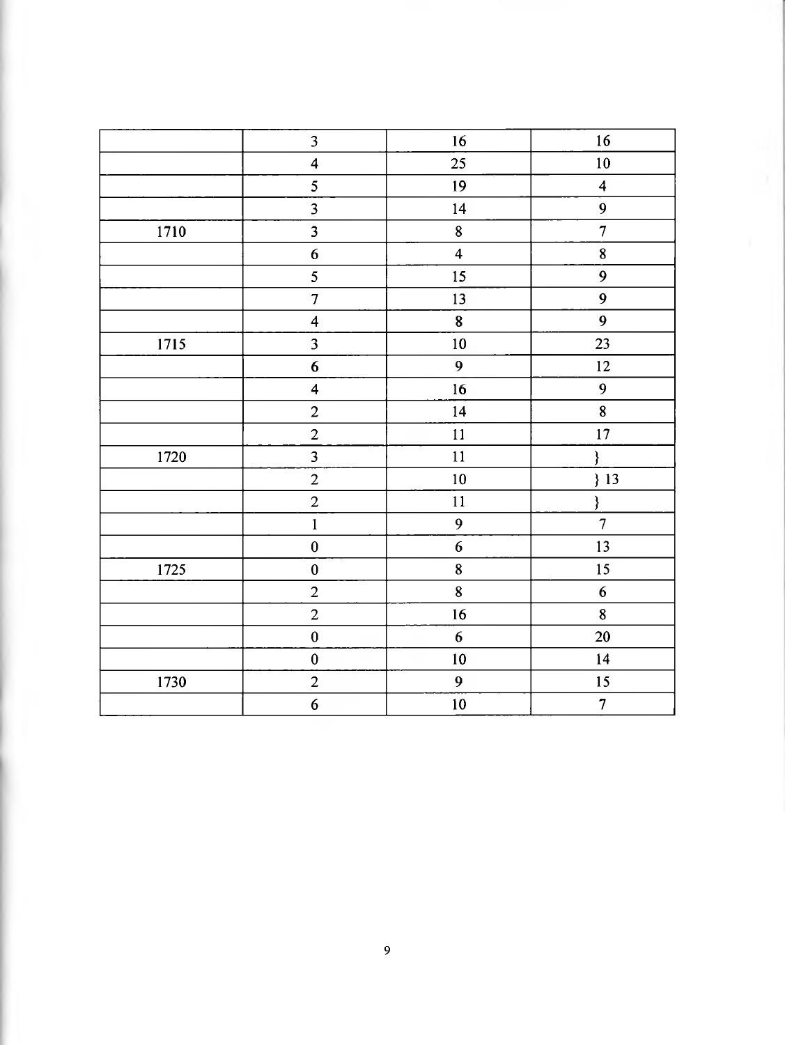| | | | |
|---|---|---|---|
| | 3 | 16 | 16 |
| | 4 | 25 | 10 |
| | 5 | 19 | 4 |
| | 3 | 14 | 9 |
| 1710 | 3 | 8 | 7 |
| | 6 | 4 | 8 |
| | 5 | 15 | 9 |
| | 7 | 13 | 9 |
| | 4 | 8 | 9 |
| 1715 | 3 | 10 | 23 |
| | 6 | 9 | 12 |
| | 4 | 16 | 9 |
| | 2 | 14 | 8 |
| | 2 | 11 | 17 |
| 1720 | 3 | 11 | } |
| | 2 | 10 | } 13 |
| | 2 | 11 | } |
| | 1 | 9 | 7 |
| | 0 | 6 | 13 |
| 1725 | 0 | 8 | 15 |
| | 2 | 8 | 6 |
| | 2 | 16 | 8 |
| | 0 | 6 | 20 |
| | 0 | 10 | 14 |
| 1730 | 2 | 9 | 15 |
| | 6 | 10 | 7 |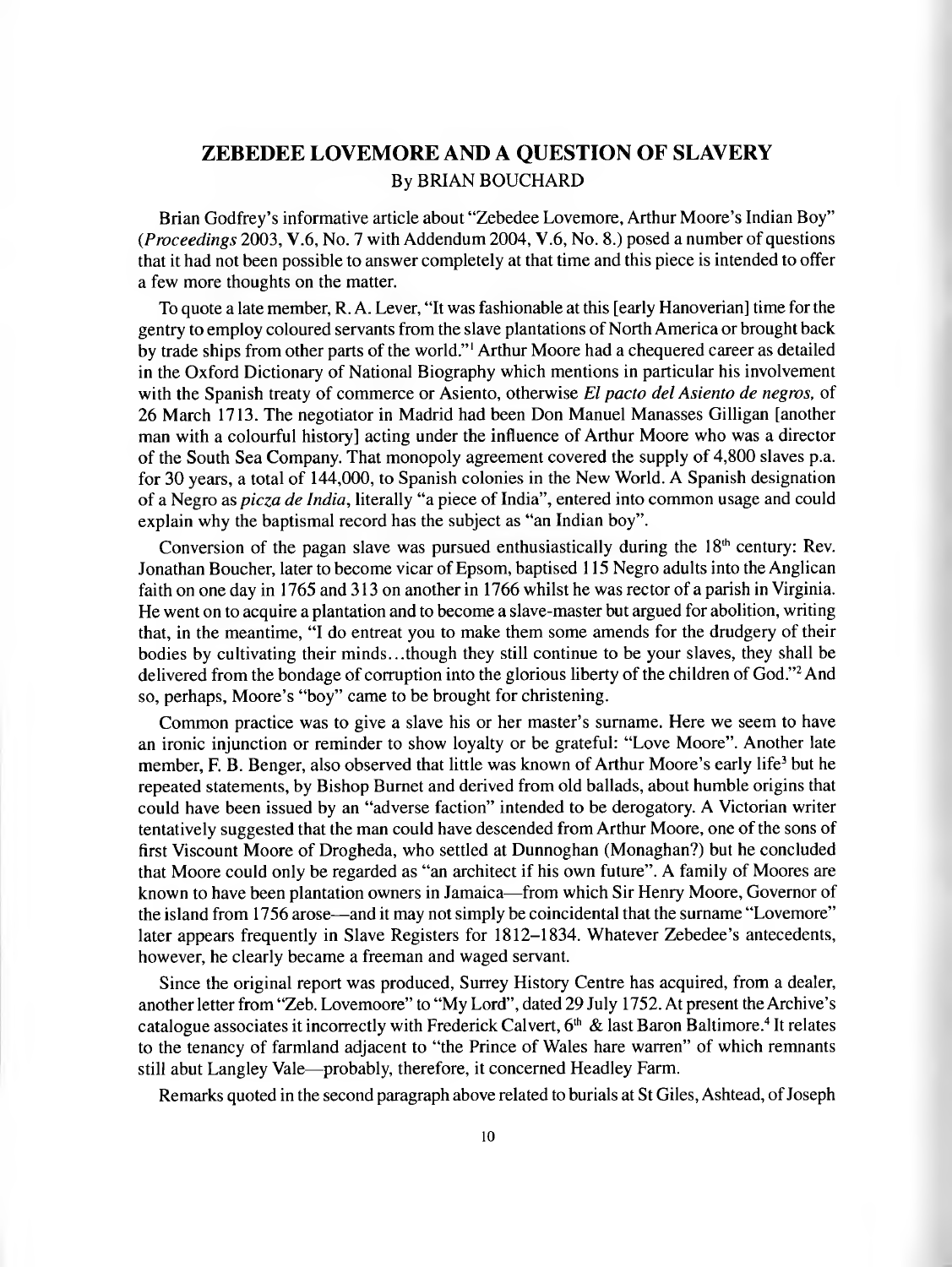## ZEBEDEE LOVEMORE AND A QUESTION OF SLAVERY

By BRIAN BOUCHARD

Brian Godfrey's informative article about "Zebedee Lovemore, Arthur Moore's Indian Boy" (*Proceedings* 2003, V.6, No. 7 with Addendum 2004, V.6, No. 8.) posed a number of questions that it had not been possible to answer completely at that time and this piece is intended to offer a few more thoughts on the matter.

To quote a late member, R. A. Lever, "It was fashionable at this [early Hanoverian] time for the gentry to employ coloured servants from the slave plantations of North America or brought back by trade ships from other parts of the world."[1] Arthur Moore had a chequered career as detailed in the Oxford Dictionary of National Biography which mentions in particular his involvement with the Spanish treaty of commerce or Asiento, otherwise *El pacto del Asiento de negros,* of 26 March 1713. The negotiator in Madrid had been Don Manuel Manasses Gilligan [another man with a colourful history] acting under the influence of Arthur Moore who was a director of the South Sea Company. That monopoly agreement covered the supply of 4,800 slaves p.a. for 30 years, a total of 144,000, to Spanish colonies in the New World. A Spanish designation of a Negro as *picza de India*, literally "a piece of India", entered into common usage and could explain why the baptismal record has the subject as "an Indian boy".

Conversion of the pagan slave was pursued enthusiastically during the 18th century: Rev. Jonathan Boucher, later to become vicar of Epsom, baptised 115 Negro adults into the Anglican faith on one day in 1765 and 313 on another in 1766 whilst he was rector of a parish in Virginia. He went on to acquire a plantation and to become a slave-master but argued for abolition, writing that, in the meantime, "I do entreat you to make them some amends for the drudgery of their bodies by cultivating their minds…though they still continue to be your slaves, they shall be delivered from the bondage of corruption into the glorious liberty of the children of God."[2] And so, perhaps, Moore's "boy" came to be brought for christening.

Common practice was to give a slave his or her master's surname. Here we seem to have an ironic injunction or reminder to show loyalty or be grateful: "Love Moore". Another late member, F. B. Benger, also observed that little was known of Arthur Moore's early life[3] but he repeated statements, by Bishop Burnet and derived from old ballads, about humble origins that could have been issued by an "adverse faction" intended to be derogatory. A Victorian writer tentatively suggested that the man could have descended from Arthur Moore, one of the sons of first Viscount Moore of Drogheda, who settled at Dunnoghan (Monaghan?) but he concluded that Moore could only be regarded as "an architect if his own future". A family of Moores are known to have been plantation owners in Jamaica—from which Sir Henry Moore, Governor of the island from 1756 arose—and it may not simply be coincidental that the surname "Lovemore" later appears frequently in Slave Registers for 1812–1834. Whatever Zebedee's antecedents, however, he clearly became a freeman and waged servant.

Since the original report was produced, Surrey History Centre has acquired, from a dealer, another letter from "Zeb. Lovemoore" to "My Lord", dated 29 July 1752. At present the Archive's catalogue associates it incorrectly with Frederick Calvert, 6th & last Baron Baltimore.[4] It relates to the tenancy of farmland adjacent to "the Prince of Wales hare warren" of which remnants still abut Langley Vale—probably, therefore, it concerned Headley Farm.

Remarks quoted in the second paragraph above related to burials at St Giles, Ashtead, of Joseph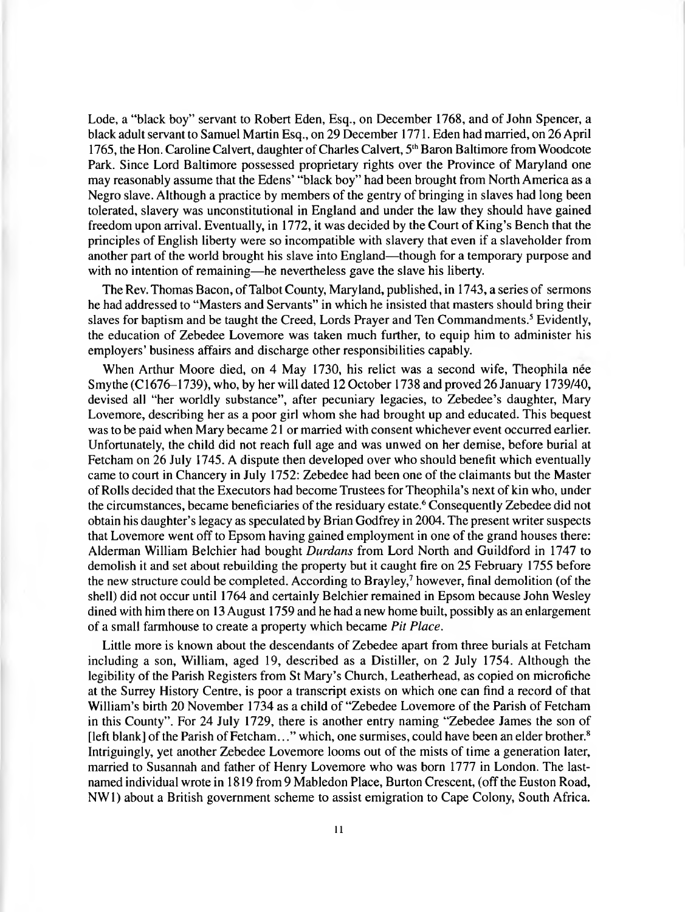Lode, a "black boy" servant to Robert Eden, Esq., on December 1768, and of John Spencer, a black adult servant to Samuel Martin Esq., on 29 December 1771. Eden had married, on 26 April 1765, the Hon. Caroline Calvert, daughter of Charles Calvert, 5th Baron Baltimore from Woodcote Park. Since Lord Baltimore possessed proprietary rights over the Province of Maryland one may reasonably assume that the Edens' "black boy" had been brought from North America as a Negro slave. Although a practice by members of the gentry of bringing in slaves had long been tolerated, slavery was unconstitutional in England and under the law they should have gained freedom upon arrival. Eventually, in 1772, it was decided by the Court of King's Bench that the principles of English liberty were so incompatible with slavery that even if a slaveholder from another part of the world brought his slave into England—though for a temporary purpose and with no intention of remaining—he nevertheless gave the slave his liberty.

The Rev. Thomas Bacon, of Talbot County, Maryland, published, in 1743, a series of sermons he had addressed to "Masters and Servants" in which he insisted that masters should bring their slaves for baptism and be taught the Creed, Lords Prayer and Ten Commandments.[5] Evidently, the education of Zebedee Lovemore was taken much further, to equip him to administer his employers' business affairs and discharge other responsibilities capably.

When Arthur Moore died, on 4 May 1730, his relict was a second wife, Theophila née Smythe (C1676–1739), who, by her will dated 12 October 1738 and proved 26 January 1739/40, devised all "her worldly substance", after pecuniary legacies, to Zebedee's daughter, Mary Lovemore, describing her as a poor girl whom she had brought up and educated. This bequest was to be paid when Mary became 21 or married with consent whichever event occurred earlier. Unfortunately, the child did not reach full age and was unwed on her demise, before burial at Fetcham on 26 July 1745. A dispute then developed over who should benefit which eventually came to court in Chancery in July 1752: Zebedee had been one of the claimants but the Master of Rolls decided that the Executors had become Trustees for Theophila's next of kin who, under the circumstances, became beneficiaries of the residuary estate.[6] Consequently Zebedee did not obtain his daughter's legacy as speculated by Brian Godfrey in 2004. The present writer suspects that Lovemore went off to Epsom having gained employment in one of the grand houses there: Alderman William Belchier had bought *Durdans* from Lord North and Guildford in 1747 to demolish it and set about rebuilding the property but it caught fire on 25 February 1755 before the new structure could be completed. According to Brayley,[7] however, final demolition (of the shell) did not occur until 1764 and certainly Belchier remained in Epsom because John Wesley dined with him there on 13 August 1759 and he had a new home built, possibly as an enlargement of a small farmhouse to create a property which became *Pit Place*.

Little more is known about the descendants of Zebedee apart from three burials at Fetcham including a son, William, aged 19, described as a Distiller, on 2 July 1754. Although the legibility of the Parish Registers from St Mary's Church, Leatherhead, as copied on microfiche at the Surrey History Centre, is poor a transcript exists on which one can find a record of that William's birth 20 November 1734 as a child of "Zebedee Lovemore of the Parish of Fetcham in this County". For 24 July 1729, there is another entry naming "Zebedee James the son of [left blank] of the Parish of Fetcham…" which, one surmises, could have been an elder brother.[8] Intriguingly, yet another Zebedee Lovemore looms out of the mists of time a generation later, married to Susannah and father of Henry Lovemore who was born 1777 in London. The last-named individual wrote in 1819 from 9 Mabledon Place, Burton Crescent, (off the Euston Road, NW1) about a British government scheme to assist emigration to Cape Colony, South Africa.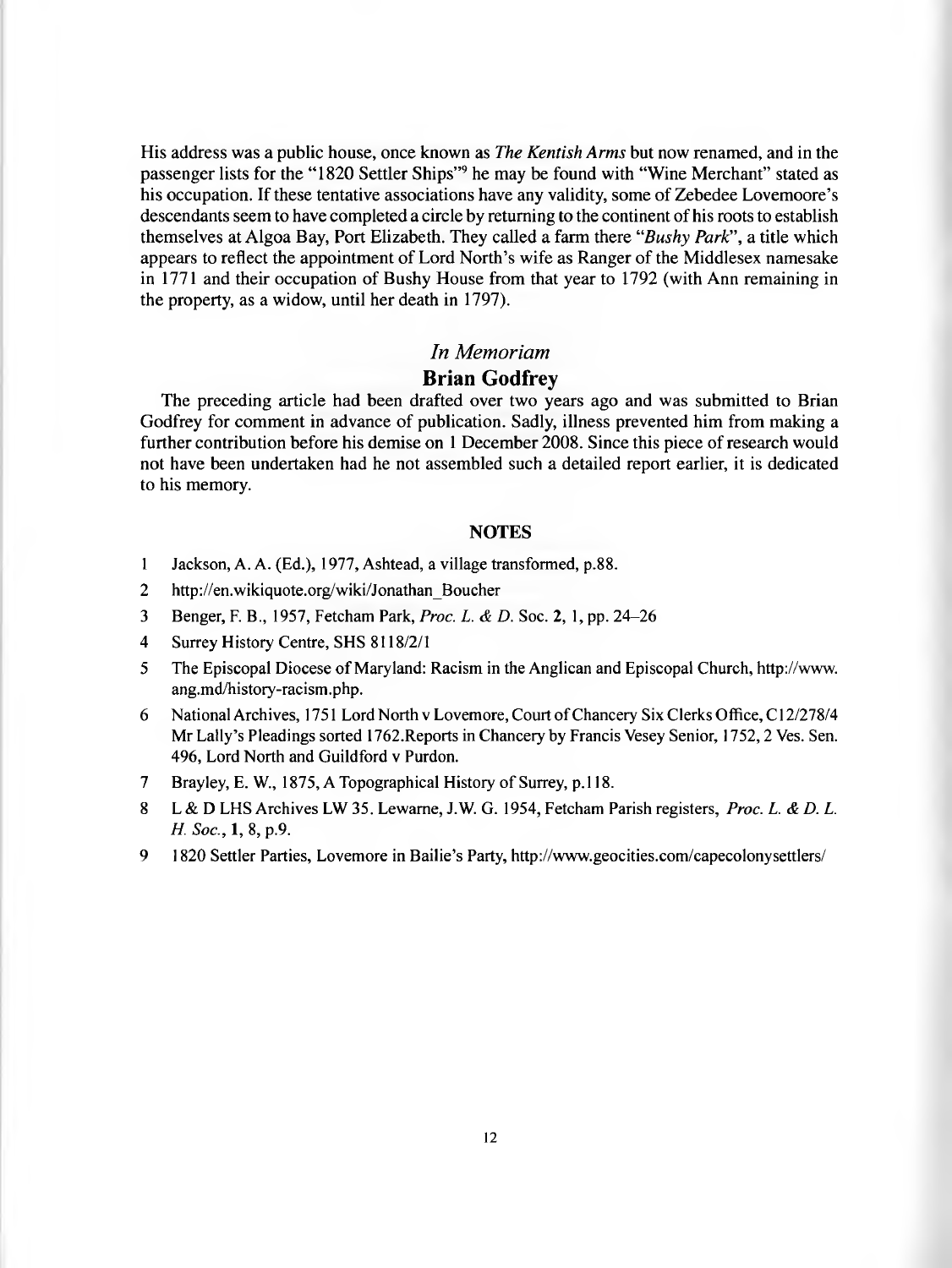His address was a public house, once known as *The Kentish Arms* but now renamed, and in the passenger lists for the "1820 Settler Ships"[9] he may be found with "Wine Merchant" stated as his occupation. If these tentative associations have any validity, some of Zebedee Lovemoore's descendants seem to have completed a circle by returning to the continent of his roots to establish themselves at Algoa Bay, Port Elizabeth. They called a farm there "*Bushy Park*", a title which appears to reflect the appointment of Lord North's wife as Ranger of the Middlesex namesake in 1771 and their occupation of Bushy House from that year to 1792 (with Ann remaining in the property, as a widow, until her death in 1797).

## *In Memoriam*

## Brian Godfrey

The preceding article had been drafted over two years ago and was submitted to Brian Godfrey for comment in advance of publication. Sadly, illness prevented him from making a further contribution before his demise on 1 December 2008. Since this piece of research would not have been undertaken had he not assembled such a detailed report earlier, it is dedicated to his memory.

### NOTES

1. Jackson, A. A. (Ed.), 1977, Ashtead, a village transformed, p.88.
2. http://en.wikiquote.org/wiki/Jonathan_Boucher
3. Benger, F. B., 1957, Fetcham Park, *Proc. L. & D.* Soc. **2**, 1, pp. 24–26
4. Surrey History Centre, SHS 8118/2/1
5. The Episcopal Diocese of Maryland: Racism in the Anglican and Episcopal Church, http://www.ang.md/history-racism.php.
6. National Archives, 1751 Lord North v Lovemore, Court of Chancery Six Clerks Office, C12/278/4 Mr Lally's Pleadings sorted 1762.Reports in Chancery by Francis Vesey Senior, 1752, 2 Ves. Sen. 496, Lord North and Guildford v Purdon.
7. Brayley, E. W., 1875, A Topographical History of Surrey, p.118.
8. L & D LHS Archives LW 35. Lewarne, J.W. G. 1954, Fetcham Parish registers, *Proc. L. & D. L. H. Soc.*, **1**, 8, p.9.
9. 1820 Settler Parties, Lovemore in Bailie's Party, http://www.geocities.com/capecolonysettlers/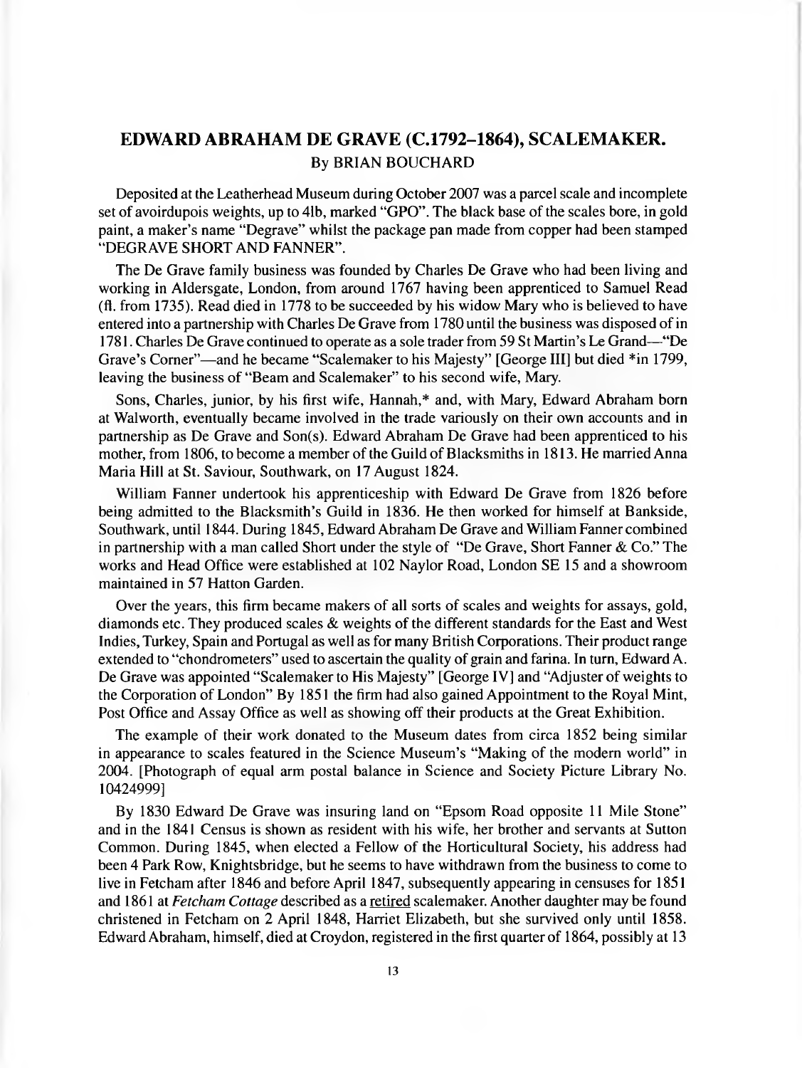## EDWARD ABRAHAM DE GRAVE (C.1792–1864), SCALEMAKER.

By BRIAN BOUCHARD

Deposited at the Leatherhead Museum during October 2007 was a parcel scale and incomplete set of avoirdupois weights, up to 4lb, marked "GPO". The black base of the scales bore, in gold paint, a maker's name "Degrave" whilst the package pan made from copper had been stamped "DEGRAVE SHORT AND FANNER".

The De Grave family business was founded by Charles De Grave who had been living and working in Aldersgate, London, from around 1767 having been apprenticed to Samuel Read (fl. from 1735). Read died in 1778 to be succeeded by his widow Mary who is believed to have entered into a partnership with Charles De Grave from 1780 until the business was disposed of in 1781. Charles De Grave continued to operate as a sole trader from 59 St Martin's Le Grand—"De Grave's Corner"—and he became "Scalemaker to his Majesty" [George III] but died *in 1799, leaving the business of "Beam and Scalemaker" to his second wife, Mary.

Sons, Charles, junior, by his first wife, Hannah,* and, with Mary, Edward Abraham born at Walworth, eventually became involved in the trade variously on their own accounts and in partnership as De Grave and Son(s). Edward Abraham De Grave had been apprenticed to his mother, from 1806, to become a member of the Guild of Blacksmiths in 1813. He married Anna Maria Hill at St. Saviour, Southwark, on 17 August 1824.

William Fanner undertook his apprenticeship with Edward De Grave from 1826 before being admitted to the Blacksmith's Guild in 1836. He then worked for himself at Bankside, Southwark, until 1844. During 1845, Edward Abraham De Grave and William Fanner combined in partnership with a man called Short under the style of "De Grave, Short Fanner & Co." The works and Head Office were established at 102 Naylor Road, London SE 15 and a showroom maintained in 57 Hatton Garden.

Over the years, this firm became makers of all sorts of scales and weights for assays, gold, diamonds etc. They produced scales & weights of the different standards for the East and West Indies, Turkey, Spain and Portugal as well as for many British Corporations. Their product range extended to "chondrometers" used to ascertain the quality of grain and farina. In turn, Edward A. De Grave was appointed "Scalemaker to His Majesty" [George IV] and "Adjuster of weights to the Corporation of London" By 1851 the firm had also gained Appointment to the Royal Mint, Post Office and Assay Office as well as showing off their products at the Great Exhibition.

The example of their work donated to the Museum dates from circa 1852 being similar in appearance to scales featured in the Science Museum's "Making of the modern world" in 2004. [Photograph of equal arm postal balance in Science and Society Picture Library No. 10424999]

By 1830 Edward De Grave was insuring land on "Epsom Road opposite 11 Mile Stone" and in the 1841 Census is shown as resident with his wife, her brother and servants at Sutton Common. During 1845, when elected a Fellow of the Horticultural Society, his address had been 4 Park Row, Knightsbridge, but he seems to have withdrawn from the business to come to live in Fetcham after 1846 and before April 1847, subsequently appearing in censuses for 1851 and 1861 at *Fetcham Cottage* described as a <u>retired</u> scalemaker. Another daughter may be found christened in Fetcham on 2 April 1848, Harriet Elizabeth, but she survived only until 1858. Edward Abraham, himself, died at Croydon, registered in the first quarter of 1864, possibly at 13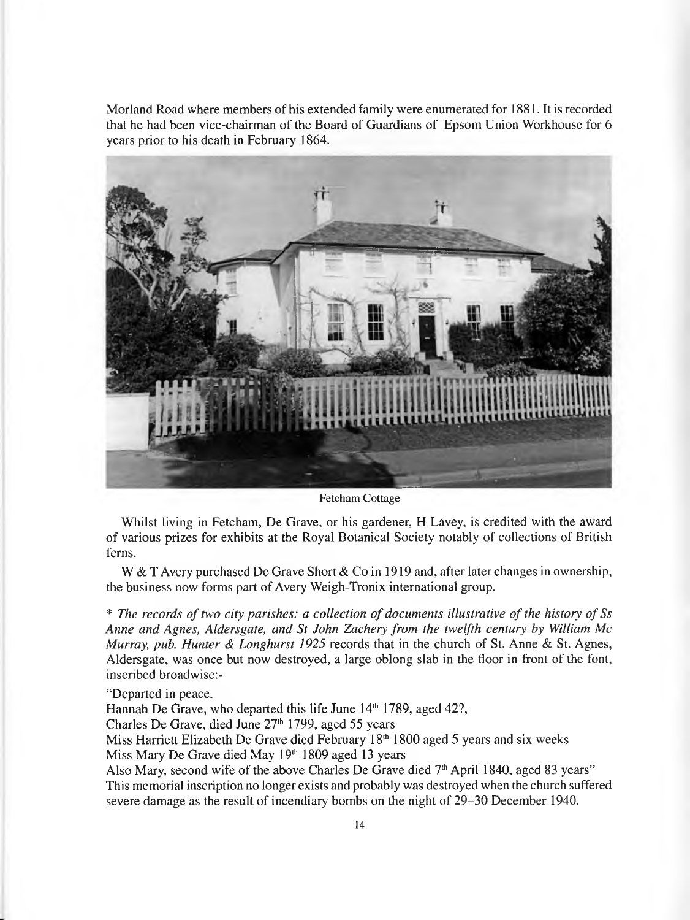Morland Road where members of his extended family were enumerated for 1881. It is recorded that he had been vice-chairman of the Board of Guardians of Epsom Union Workhouse for 6 years prior to his death in February 1864.

Fetcham Cottage

Whilst living in Fetcham, De Grave, or his gardener, H Lavey, is credited with the award of various prizes for exhibits at the Royal Botanical Society notably of collections of British ferns.

W & T Avery purchased De Grave Short & Co in 1919 and, after later changes in ownership, the business now forms part of Avery Weigh-Tronix international group.

\* *The records of two city parishes: a collection of documents illustrative of the history of Ss Anne and Agnes, Aldersgate, and St John Zachery from the twelfth century by William Mc Murray, pub. Hunter & Longhurst 1925* records that in the church of St. Anne & St. Agnes, Aldersgate, was once but now destroyed, a large oblong slab in the floor in front of the font, inscribed broadwise:-

"Departed in peace.
Hannah De Grave, who departed this life June 14th 1789, aged 42?,
Charles De Grave, died June 27th 1799, aged 55 years
Miss Harriett Elizabeth De Grave died February 18th 1800 aged 5 years and six weeks
Miss Mary De Grave died May 19th 1809 aged 13 years
Also Mary, second wife of the above Charles De Grave died 7th April 1840, aged 83 years"
This memorial inscription no longer exists and probably was destroyed when the church suffered severe damage as the result of incendiary bombs on the night of 29–30 December 1940.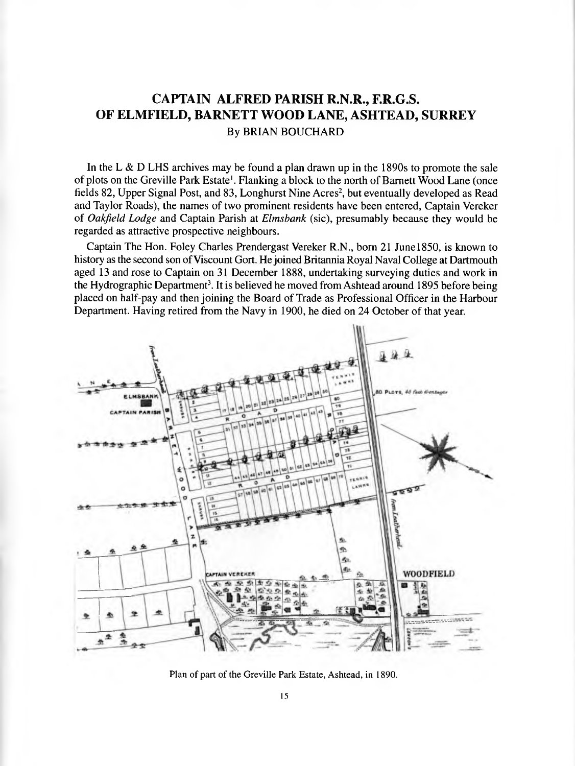# CAPTAIN ALFRED PARISH R.N.R., F.R.G.S. OF ELMFIELD, BARNETT WOOD LANE, ASHTEAD, SURREY

By BRIAN BOUCHARD

In the L & D LHS archives may be found a plan drawn up in the 1890s to promote the sale of plots on the Greville Park Estate[1]. Flanking a block to the north of Barnett Wood Lane (once fields 82, Upper Signal Post, and 83, Longhurst Nine Acres[2], but eventually developed as Read and Taylor Roads), the names of two prominent residents have been entered, Captain Vereker of *Oakfield Lodge* and Captain Parish at *Elmsbank* (sic), presumably because they would be regarded as attractive prospective neighbours.

Captain The Hon. Foley Charles Prendergast Vereker R.N., born 21 June1850, is known to history as the second son of Viscount Gort. He joined Britannia Royal Naval College at Dartmouth aged 13 and rose to Captain on 31 December 1888, undertaking surveying duties and work in the Hydrographic Department[3]. It is believed he moved from Ashtead around 1895 before being placed on half-pay and then joining the Board of Trade as Professional Officer in the Harbour Department. Having retired from the Navy in 1900, he died on 24 October of that year.

Plan of part of the Greville Park Estate, Ashtead, in 1890.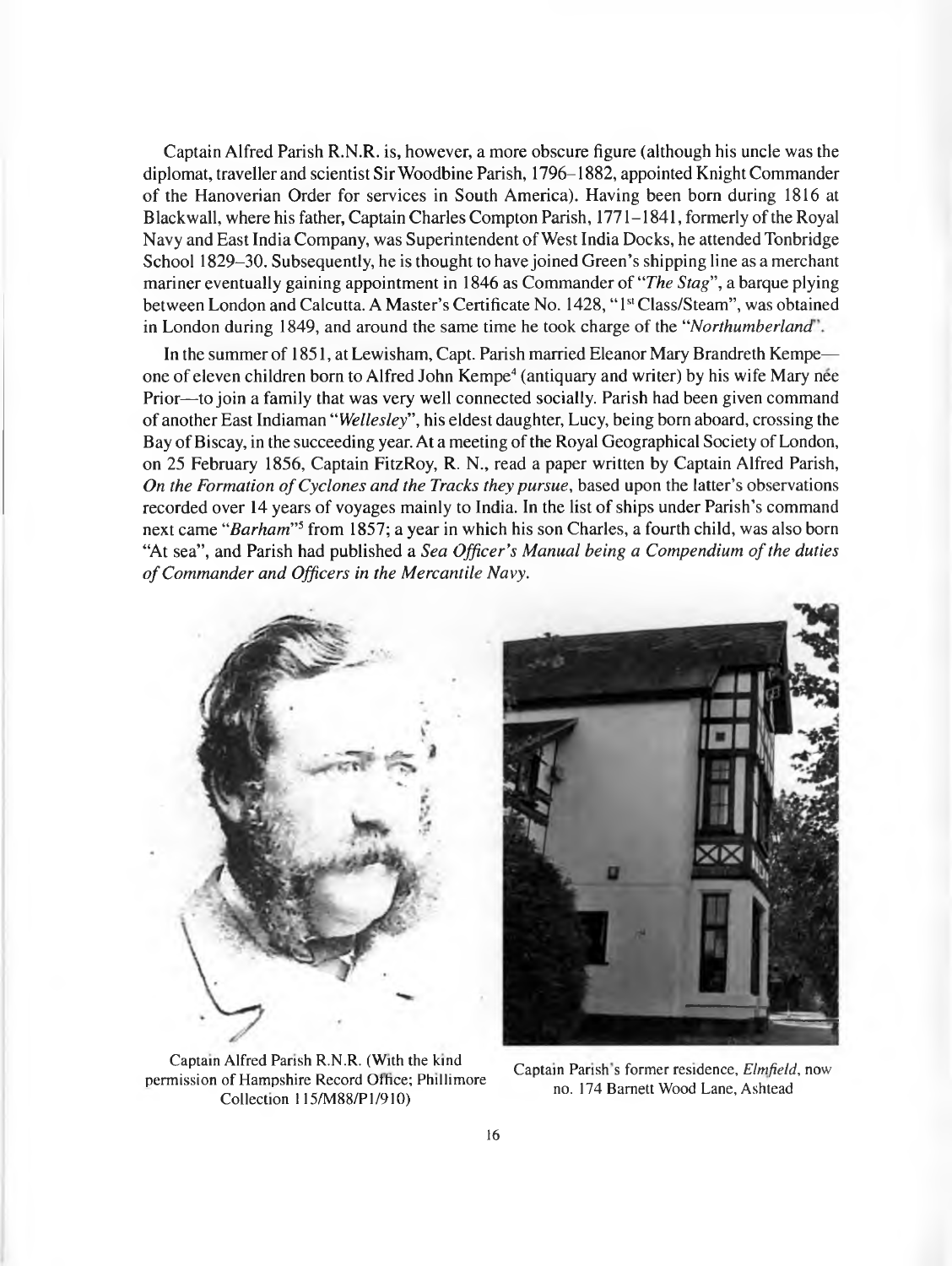Captain Alfred Parish R.N.R. is, however, a more obscure figure (although his uncle was the diplomat, traveller and scientist Sir Woodbine Parish, 1796–1882, appointed Knight Commander of the Hanoverian Order for services in South America). Having been born during 1816 at Blackwall, where his father, Captain Charles Compton Parish, 1771–1841, formerly of the Royal Navy and East India Company, was Superintendent of West India Docks, he attended Tonbridge School 1829–30. Subsequently, he is thought to have joined Green's shipping line as a merchant mariner eventually gaining appointment in 1846 as Commander of "*The Stag*", a barque plying between London and Calcutta. A Master's Certificate No. 1428, "1st Class/Steam", was obtained in London during 1849, and around the same time he took charge of the "*Northumberland*".

In the summer of 1851, at Lewisham, Capt. Parish married Eleanor Mary Brandreth Kempe—one of eleven children born to Alfred John Kempe[4] (antiquary and writer) by his wife Mary née Prior—to join a family that was very well connected socially. Parish had been given command of another East Indiaman "*Wellesley*", his eldest daughter, Lucy, being born aboard, crossing the Bay of Biscay, in the succeeding year. At a meeting of the Royal Geographical Society of London, on 25 February 1856, Captain FitzRoy, R. N., read a paper written by Captain Alfred Parish, *On the Formation of Cyclones and the Tracks they pursue*, based upon the latter's observations recorded over 14 years of voyages mainly to India. In the list of ships under Parish's command next came "*Barham*"[5] from 1857; a year in which his son Charles, a fourth child, was also born "At sea", and Parish had published a *Sea Officer's Manual being a Compendium of the duties of Commander and Officers in the Mercantile Navy.*

Captain Alfred Parish R.N.R. (With the kind permission of Hampshire Record Office; Phillimore Collection 115/M88/P1/910)

Captain Parish's former residence, *Elmfield*, now no. 174 Barnett Wood Lane, Ashtead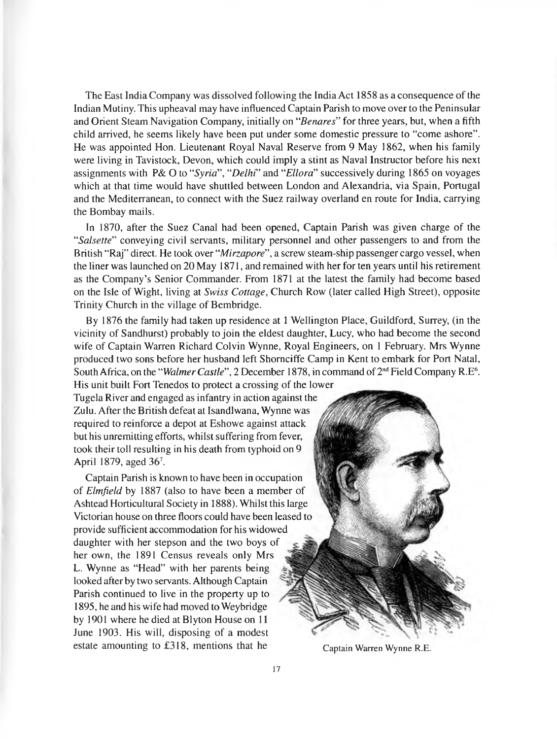The East India Company was dissolved following the India Act 1858 as a consequence of the Indian Mutiny. This upheaval may have influenced Captain Parish to move over to the Peninsular and Orient Steam Navigation Company, initially on "*Benares*" for three years, but, when a fifth child arrived, he seems likely have been put under some domestic pressure to "come ashore". He was appointed Hon. Lieutenant Royal Naval Reserve from 9 May 1862, when his family were living in Tavistock, Devon, which could imply a stint as Naval Instructor before his next assignments with P& O to "*Syria*", "*Delhi*" and "*Ellora*" successively during 1865 on voyages which at that time would have shuttled between London and Alexandria, via Spain, Portugal and the Mediterranean, to connect with the Suez railway overland en route for India, carrying the Bombay mails.

In 1870, after the Suez Canal had been opened, Captain Parish was given charge of the "*Salsette*" conveying civil servants, military personnel and other passengers to and from the British "Raj" direct. He took over "*Mirzapore*", a screw steam-ship passenger cargo vessel, when the liner was launched on 20 May 1871, and remained with her for ten years until his retirement as the Company's Senior Commander. From 1871 at the latest the family had become based on the Isle of Wight, living at *Swiss Cottage*, Church Row (later called High Street), opposite Trinity Church in the village of Bembridge.

By 1876 the family had taken up residence at 1 Wellington Place, Guildford, Surrey, (in the vicinity of Sandhurst) probably to join the eldest daughter, Lucy, who had become the second wife of Captain Warren Richard Colvin Wynne, Royal Engineers, on 1 February. Mrs Wynne produced two sons before her husband left Shorncliffe Camp in Kent to embark for Port Natal, South Africa, on the "*Walmer Castle*", 2 December 1878, in command of 2nd Field Company R.E[6]. His unit built Fort Tenedos to protect a crossing of the lower Tugela River and engaged as infantry in action against the Zulu. After the British defeat at Isandlwana, Wynne was required to reinforce a depot at Eshowe against attack but his unremitting efforts, whilst suffering from fever, took their toll resulting in his death from typhoid on 9 April 1879, aged 36[7].

Captain Parish is known to have been in occupation of *Elmfield* by 1887 (also to have been a member of Ashtead Horticultural Society in 1888). Whilst this large Victorian house on three floors could have been leased to provide sufficient accommodation for his widowed daughter with her stepson and the two boys of her own, the 1891 Census reveals only Mrs L. Wynne as "Head" with her parents being looked after by two servants. Although Captain Parish continued to live in the property up to 1895, he and his wife had moved to Weybridge by 1901 where he died at Blyton House on 11 June 1903. His will, disposing of a modest estate amounting to £318, mentions that he

Captain Warren Wynne R.E.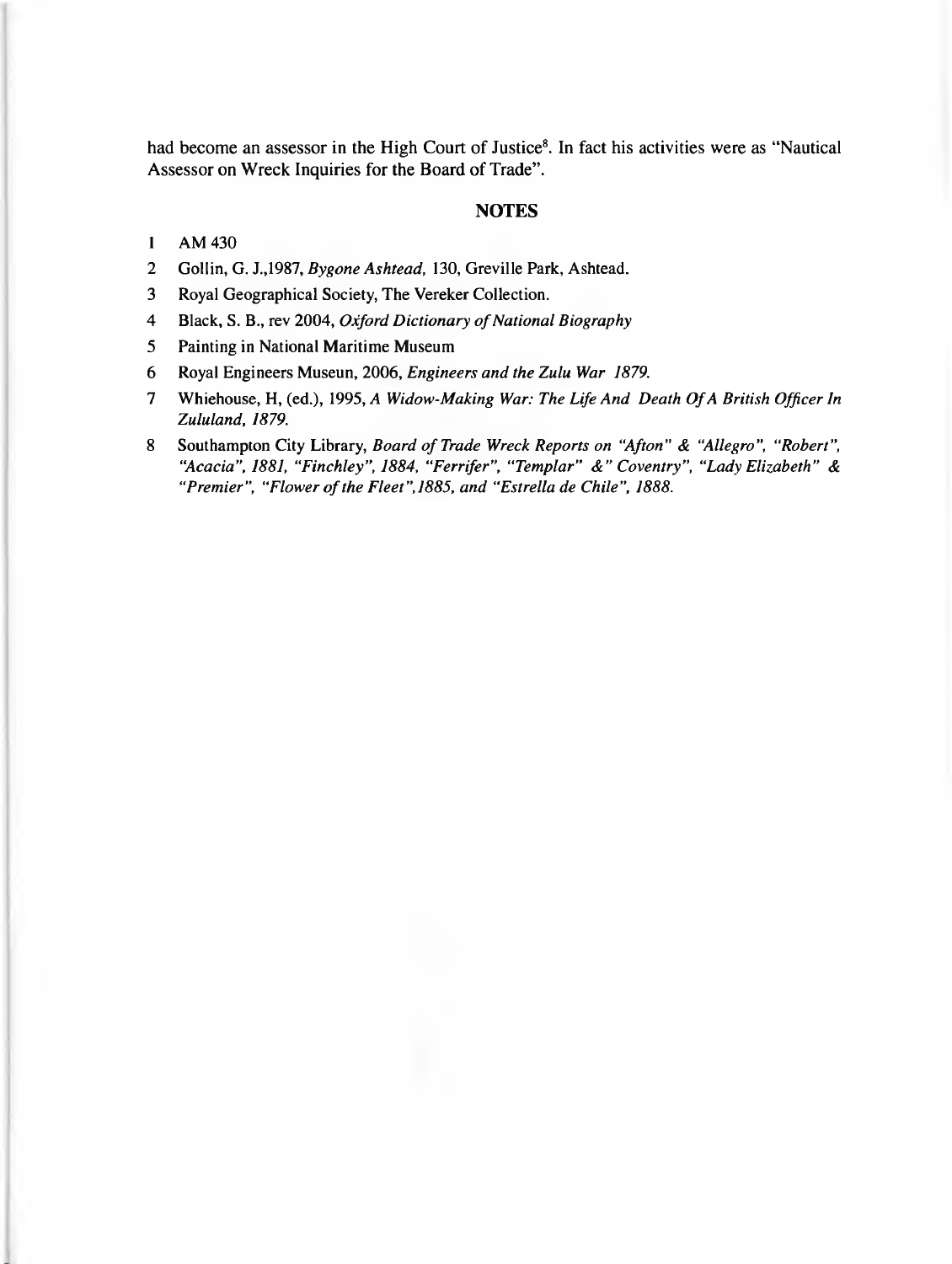had become an assessor in the High Court of Justice[8]. In fact his activities were as "Nautical Assessor on Wreck Inquiries for the Board of Trade".

## NOTES

1. AM 430
2. Gollin, G. J.,1987, *Bygone Ashtead,* 130, Greville Park, Ashtead.
3. Royal Geographical Society, The Vereker Collection.
4. Black, S. B., rev 2004, *Oxford Dictionary of National Biography*
5. Painting in National Maritime Museum
6. Royal Engineers Museun, 2006, *Engineers and the Zulu War 1879.*
7. Whiehouse, H, (ed.), 1995, *A Widow-Making War: The Life And Death Of A British Officer In Zululand, 1879.*
8. Southampton City Library, *Board of Trade Wreck Reports on "Afton" & "Allegro", "Robert", "Acacia", 1881, "Finchley", 1884, "Ferrifer", "Templar" &" Coventry", "Lady Elizabeth" & "Premier", "Flower of the Fleet",1885, and "Estrella de Chile", 1888.*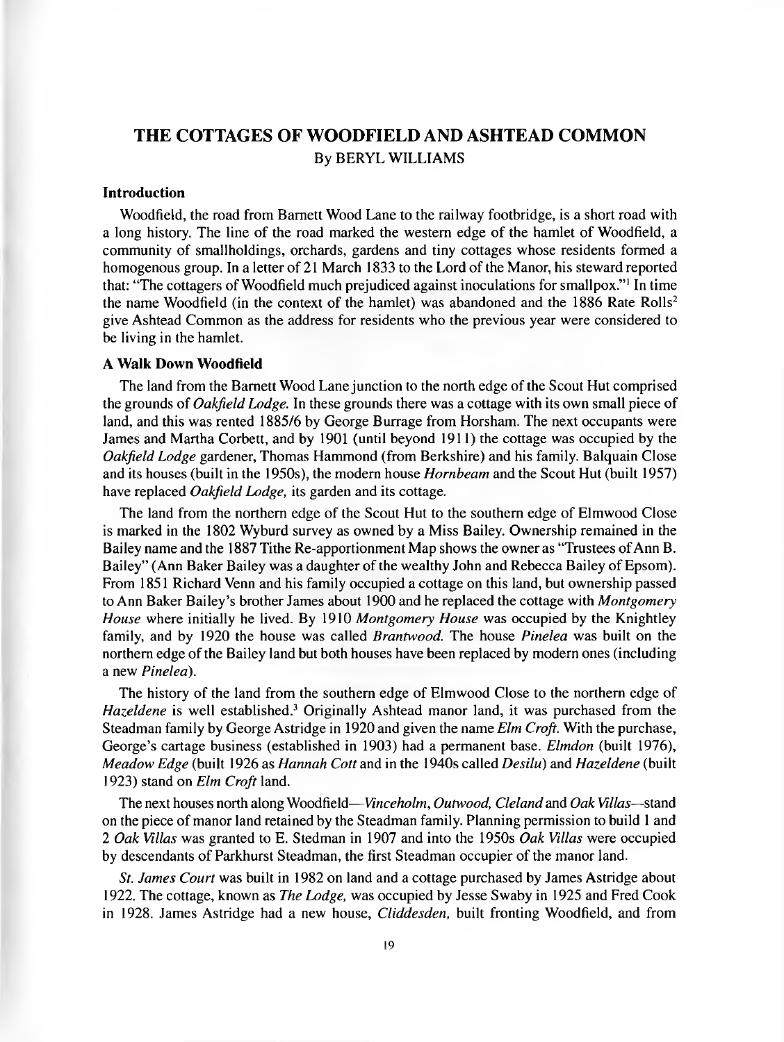# THE COTTAGES OF WOODFIELD AND ASHTEAD COMMON

By BERYL WILLIAMS

### Introduction

Woodfield, the road from Barnett Wood Lane to the railway footbridge, is a short road with a long history. The line of the road marked the western edge of the hamlet of Woodfield, a community of smallholdings, orchards, gardens and tiny cottages whose residents formed a homogenous group. In a letter of 21 March 1833 to the Lord of the Manor, his steward reported that: "The cottagers of Woodfield much prejudiced against inoculations for smallpox."[1] In time the name Woodfield (in the context of the hamlet) was abandoned and the 1886 Rate Rolls[2] give Ashtead Common as the address for residents who the previous year were considered to be living in the hamlet.

### A Walk Down Woodfield

The land from the Barnett Wood Lane junction to the north edge of the Scout Hut comprised the grounds of *Oakfield Lodge.* In these grounds there was a cottage with its own small piece of land, and this was rented 1885/6 by George Burrage from Horsham. The next occupants were James and Martha Corbett, and by 1901 (until beyond 1911) the cottage was occupied by the *Oakfield Lodge* gardener, Thomas Hammond (from Berkshire) and his family. Balquain Close and its houses (built in the 1950s), the modern house *Hornbeam* and the Scout Hut (built 1957) have replaced *Oakfield Lodge,* its garden and its cottage.

The land from the northern edge of the Scout Hut to the southern edge of Elmwood Close is marked in the 1802 Wyburd survey as owned by a Miss Bailey. Ownership remained in the Bailey name and the 1887 Tithe Re-apportionment Map shows the owner as "Trustees of Ann B. Bailey" (Ann Baker Bailey was a daughter of the wealthy John and Rebecca Bailey of Epsom). From 1851 Richard Venn and his family occupied a cottage on this land, but ownership passed to Ann Baker Bailey's brother James about 1900 and he replaced the cottage with *Montgomery House* where initially he lived. By 1910 *Montgomery House* was occupied by the Knightley family, and by 1920 the house was called *Brantwood.* The house *Pinelea* was built on the northern edge of the Bailey land but both houses have been replaced by modern ones (including a new *Pinelea*).

The history of the land from the southern edge of Elmwood Close to the northern edge of *Hazeldene* is well established.[3] Originally Ashtead manor land, it was purchased from the Steadman family by George Astridge in 1920 and given the name *Elm Croft.* With the purchase, George's cartage business (established in 1903) had a permanent base. *Elmdon* (built 1976), *Meadow Edge* (built 1926 as *Hannah Cott* and in the 1940s called *Desilu*) and *Hazeldene* (built 1923) stand on *Elm Croft* land.

The next houses north along Woodfield—*Vinceholm, Outwood, Cleland* and *Oak Villas*—stand on the piece of manor land retained by the Steadman family. Planning permission to build 1 and 2 *Oak Villas* was granted to E. Stedman in 1907 and into the 1950s *Oak Villas* were occupied by descendants of Parkhurst Steadman, the first Steadman occupier of the manor land.

*St. James Court* was built in 1982 on land and a cottage purchased by James Astridge about 1922. The cottage, known as *The Lodge,* was occupied by Jesse Swaby in 1925 and Fred Cook in 1928. James Astridge had a new house, *Cliddesden,* built fronting Woodfield, and from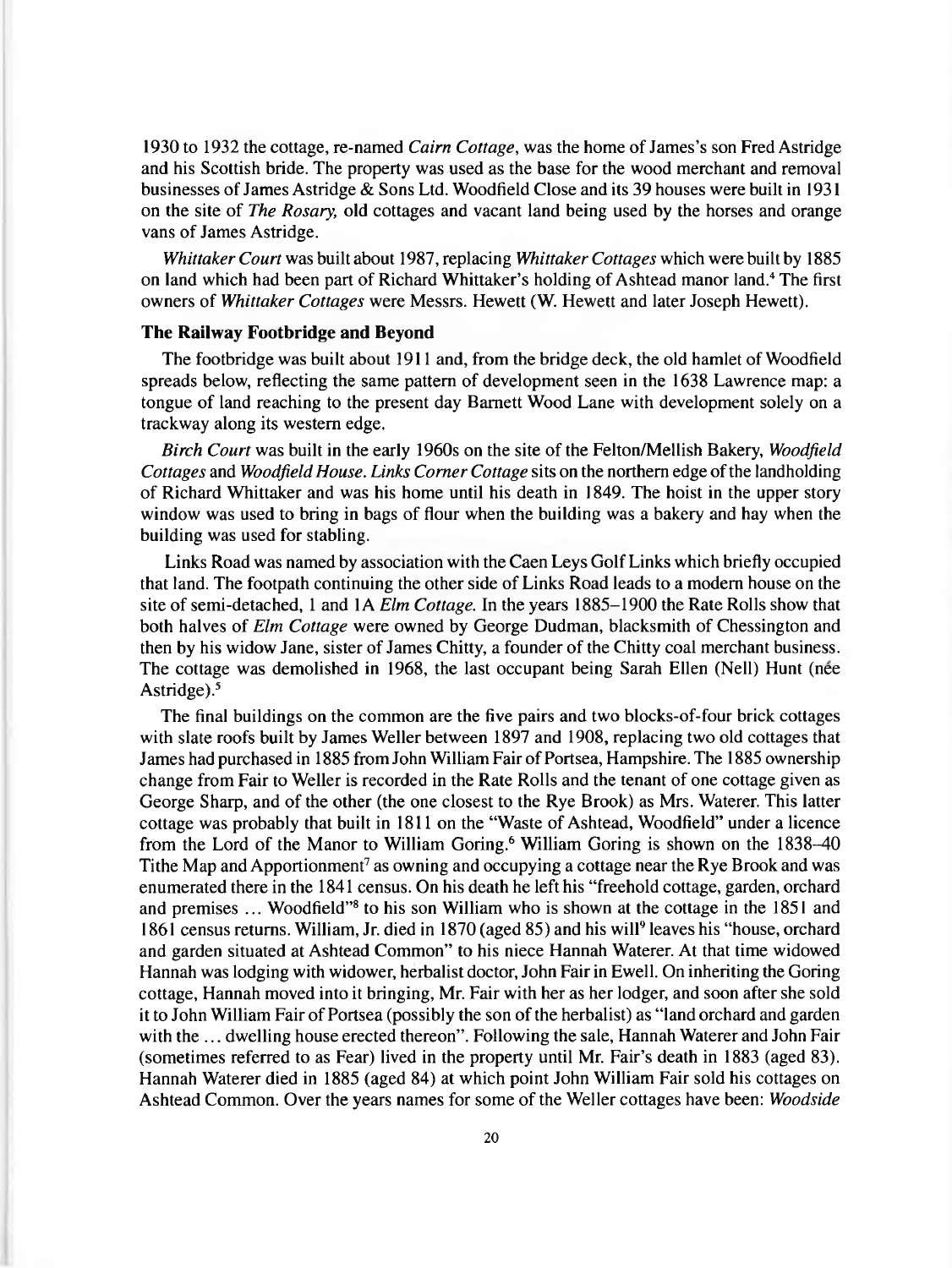1930 to 1932 the cottage, re-named *Cairn Cottage*, was the home of James's son Fred Astridge and his Scottish bride. The property was used as the base for the wood merchant and removal businesses of James Astridge & Sons Ltd. Woodfield Close and its 39 houses were built in 1931 on the site of *The Rosary*, old cottages and vacant land being used by the horses and orange vans of James Astridge.

*Whittaker Court* was built about 1987, replacing *Whittaker Cottages* which were built by 1885 on land which had been part of Richard Whittaker's holding of Ashtead manor land.[4] The first owners of *Whittaker Cottages* were Messrs. Hewett (W. Hewett and later Joseph Hewett).

### The Railway Footbridge and Beyond

The footbridge was built about 1911 and, from the bridge deck, the old hamlet of Woodfield spreads below, reflecting the same pattern of development seen in the 1638 Lawrence map: a tongue of land reaching to the present day Barnett Wood Lane with development solely on a trackway along its western edge.

*Birch Court* was built in the early 1960s on the site of the Felton/Mellish Bakery, *Woodfield Cottages* and *Woodfield House*. *Links Corner Cottage* sits on the northern edge of the landholding of Richard Whittaker and was his home until his death in 1849. The hoist in the upper story window was used to bring in bags of flour when the building was a bakery and hay when the building was used for stabling.

Links Road was named by association with the Caen Leys Golf Links which briefly occupied that land. The footpath continuing the other side of Links Road leads to a modern house on the site of semi-detached, 1 and 1A *Elm Cottage*. In the years 1885–1900 the Rate Rolls show that both halves of *Elm Cottage* were owned by George Dudman, blacksmith of Chessington and then by his widow Jane, sister of James Chitty, a founder of the Chitty coal merchant business. The cottage was demolished in 1968, the last occupant being Sarah Ellen (Nell) Hunt (née Astridge).[5]

The final buildings on the common are the five pairs and two blocks-of-four brick cottages with slate roofs built by James Weller between 1897 and 1908, replacing two old cottages that James had purchased in 1885 from John William Fair of Portsea, Hampshire. The 1885 ownership change from Fair to Weller is recorded in the Rate Rolls and the tenant of one cottage given as George Sharp, and of the other (the one closest to the Rye Brook) as Mrs. Waterer. This latter cottage was probably that built in 1811 on the "Waste of Ashtead, Woodfield" under a licence from the Lord of the Manor to William Goring.[6] William Goring is shown on the 1838–40 Tithe Map and Apportionment[7] as owning and occupying a cottage near the Rye Brook and was enumerated there in the 1841 census. On his death he left his "freehold cottage, garden, orchard and premises ... Woodfield"[8] to his son William who is shown at the cottage in the 1851 and 1861 census returns. William, Jr. died in 1870 (aged 85) and his will[9] leaves his "house, orchard and garden situated at Ashtead Common" to his niece Hannah Waterer. At that time widowed Hannah was lodging with widower, herbalist doctor, John Fair in Ewell. On inheriting the Goring cottage, Hannah moved into it bringing, Mr. Fair with her as her lodger, and soon after she sold it to John William Fair of Portsea (possibly the son of the herbalist) as "land orchard and garden with the ... dwelling house erected thereon". Following the sale, Hannah Waterer and John Fair (sometimes referred to as Fear) lived in the property until Mr. Fair's death in 1883 (aged 83). Hannah Waterer died in 1885 (aged 84) at which point John William Fair sold his cottages on Ashtead Common. Over the years names for some of the Weller cottages have been: *Woodside*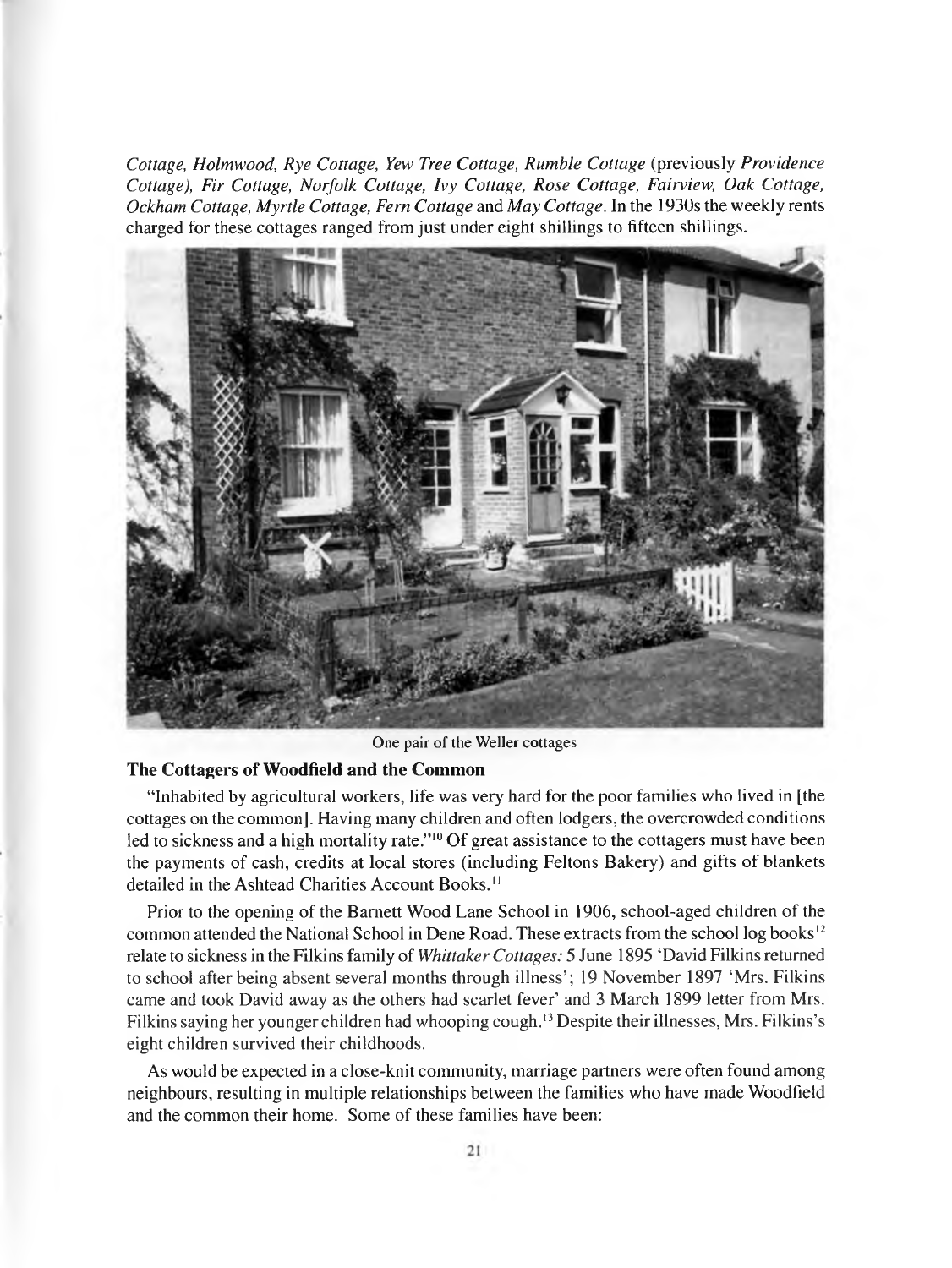*Cottage, Holmwood, Rye Cottage, Yew Tree Cottage, Rumble Cottage* (previously *Providence Cottage), Fir Cottage, Norfolk Cottage, Ivy Cottage, Rose Cottage, Fairview, Oak Cottage, Ockham Cottage, Myrtle Cottage, Fern Cottage* and *May Cottage*. In the 1930s the weekly rents charged for these cottages ranged from just under eight shillings to fifteen shillings.

One pair of the Weller cottages

### The Cottagers of Woodfield and the Common

"Inhabited by agricultural workers, life was very hard for the poor families who lived in [the cottages on the common]. Having many children and often lodgers, the overcrowded conditions led to sickness and a high mortality rate."[10] Of great assistance to the cottagers must have been the payments of cash, credits at local stores (including Feltons Bakery) and gifts of blankets detailed in the Ashtead Charities Account Books.[11]

Prior to the opening of the Barnett Wood Lane School in 1906, school-aged children of the common attended the National School in Dene Road. These extracts from the school log books[12] relate to sickness in the Filkins family of *Whittaker Cottages:* 5 June 1895 'David Filkins returned to school after being absent several months through illness'; 19 November 1897 'Mrs. Filkins came and took David away as the others had scarlet fever' and 3 March 1899 letter from Mrs. Filkins saying her younger children had whooping cough.[13] Despite their illnesses, Mrs. Filkins's eight children survived their childhoods.

As would be expected in a close-knit community, marriage partners were often found among neighbours, resulting in multiple relationships between the families who have made Woodfield and the common their home. Some of these families have been: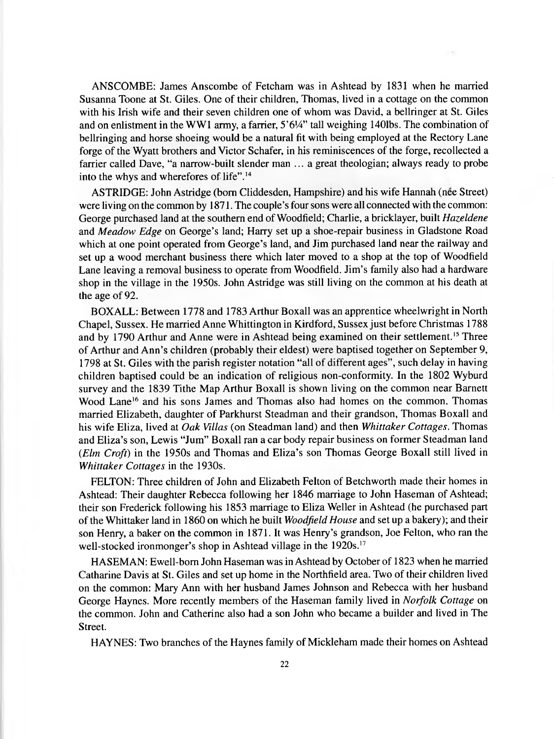ANSCOMBE: James Anscombe of Fetcham was in Ashtead by 1831 when he married Susanna Toone at St. Giles. One of their children, Thomas, lived in a cottage on the common with his Irish wife and their seven children one of whom was David, a bellringer at St. Giles and on enlistment in the WW1 army, a farrier, 5'6¼" tall weighing 140lbs. The combination of bellringing and horse shoeing would be a natural fit with being employed at the Rectory Lane forge of the Wyatt brothers and Victor Schafer, in his reminiscences of the forge, recollected a farrier called Dave, "a narrow-built slender man … a great theologian; always ready to probe into the whys and wherefores of life".[14]

ASTRIDGE: John Astridge (born Cliddesden, Hampshire) and his wife Hannah (née Street) were living on the common by 1871. The couple's four sons were all connected with the common: George purchased land at the southern end of Woodfield; Charlie, a bricklayer, built *Hazeldene* and *Meadow Edge* on George's land; Harry set up a shoe-repair business in Gladstone Road which at one point operated from George's land, and Jim purchased land near the railway and set up a wood merchant business there which later moved to a shop at the top of Woodfield Lane leaving a removal business to operate from Woodfield. Jim's family also had a hardware shop in the village in the 1950s. John Astridge was still living on the common at his death at the age of 92.

BOXALL: Between 1778 and 1783 Arthur Boxall was an apprentice wheelwright in North Chapel, Sussex. He married Anne Whittington in Kirdford, Sussex just before Christmas 1788 and by 1790 Arthur and Anne were in Ashtead being examined on their settlement.[15] Three of Arthur and Ann's children (probably their eldest) were baptised together on September 9, 1798 at St. Giles with the parish register notation "all of different ages", such delay in having children baptised could be an indication of religious non-conformity. In the 1802 Wyburd survey and the 1839 Tithe Map Arthur Boxall is shown living on the common near Barnett Wood Lane[16] and his sons James and Thomas also had homes on the common. Thomas married Elizabeth, daughter of Parkhurst Steadman and their grandson, Thomas Boxall and his wife Eliza, lived at *Oak Villas* (on Steadman land) and then *Whittaker Cottages*. Thomas and Eliza's son, Lewis "Jum" Boxall ran a car body repair business on former Steadman land (*Elm Croft*) in the 1950s and Thomas and Eliza's son Thomas George Boxall still lived in *Whittaker Cottages* in the 1930s.

FELTON: Three children of John and Elizabeth Felton of Betchworth made their homes in Ashtead: Their daughter Rebecca following her 1846 marriage to John Haseman of Ashtead; their son Frederick following his 1853 marriage to Eliza Weller in Ashtead (he purchased part of the Whittaker land in 1860 on which he built *Woodfield House* and set up a bakery); and their son Henry, a baker on the common in 1871. It was Henry's grandson, Joe Felton, who ran the well-stocked ironmonger's shop in Ashtead village in the 1920s.[17]

HASEMAN: Ewell-born John Haseman was in Ashtead by October of 1823 when he married Catharine Davis at St. Giles and set up home in the Northfield area. Two of their children lived on the common: Mary Ann with her husband James Johnson and Rebecca with her husband George Haynes. More recently members of the Haseman family lived in *Norfolk Cottage* on the common. John and Catherine also had a son John who became a builder and lived in The Street.

HAYNES: Two branches of the Haynes family of Mickleham made their homes on Ashtead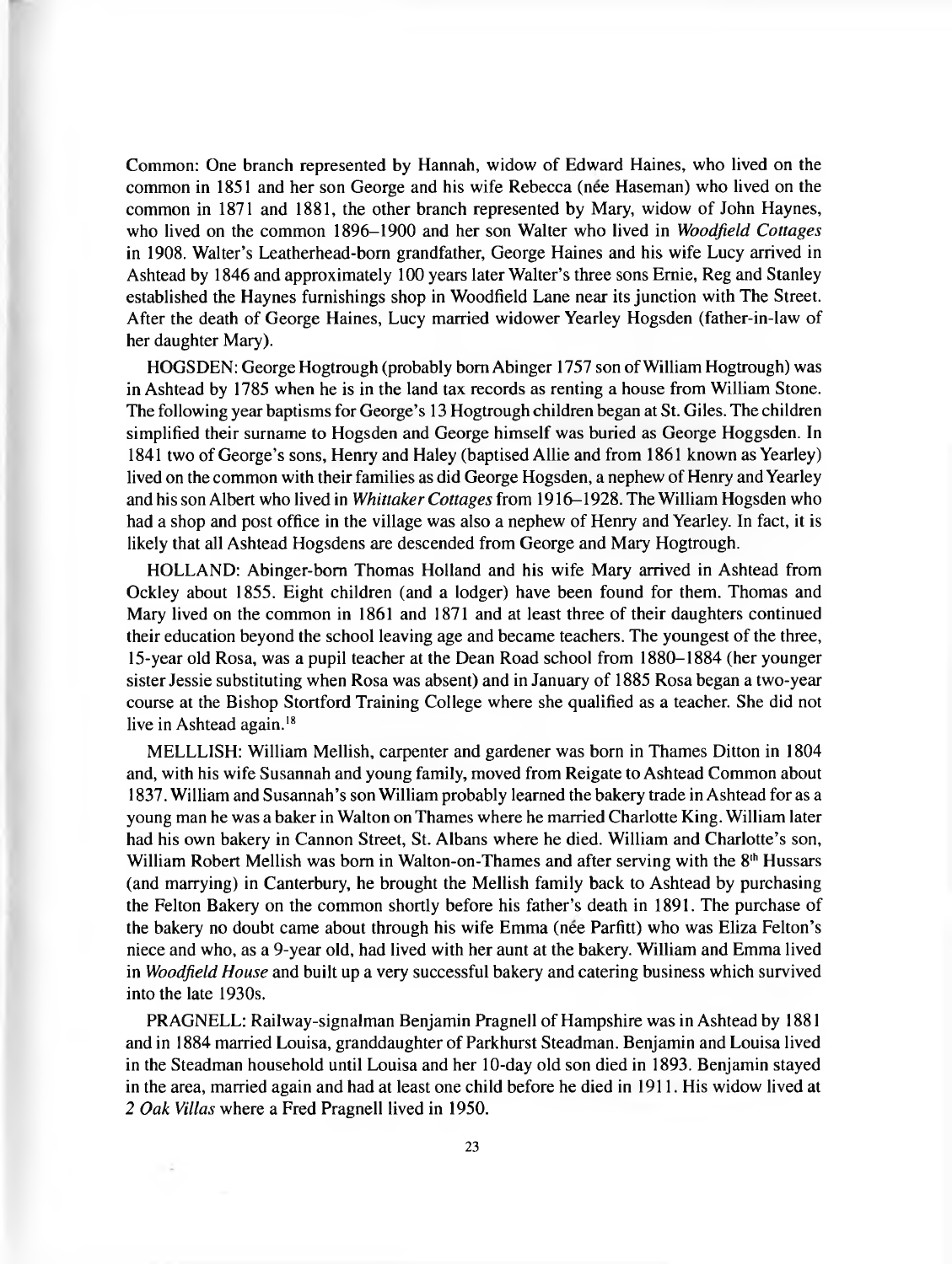Common: One branch represented by Hannah, widow of Edward Haines, who lived on the common in 1851 and her son George and his wife Rebecca (née Haseman) who lived on the common in 1871 and 1881, the other branch represented by Mary, widow of John Haynes, who lived on the common 1896–1900 and her son Walter who lived in *Woodfield Cottages* in 1908. Walter's Leatherhead-born grandfather, George Haines and his wife Lucy arrived in Ashtead by 1846 and approximately 100 years later Walter's three sons Ernie, Reg and Stanley established the Haynes furnishings shop in Woodfield Lane near its junction with The Street. After the death of George Haines, Lucy married widower Yearley Hogsden (father-in-law of her daughter Mary).

HOGSDEN: George Hogtrough (probably born Abinger 1757 son of William Hogtrough) was in Ashtead by 1785 when he is in the land tax records as renting a house from William Stone. The following year baptisms for George's 13 Hogtrough children began at St. Giles. The children simplified their surname to Hogsden and George himself was buried as George Hoggsden. In 1841 two of George's sons, Henry and Haley (baptised Allie and from 1861 known as Yearley) lived on the common with their families as did George Hogsden, a nephew of Henry and Yearley and his son Albert who lived in *Whittaker Cottages* from 1916–1928. The William Hogsden who had a shop and post office in the village was also a nephew of Henry and Yearley. In fact, it is likely that all Ashtead Hogsdens are descended from George and Mary Hogtrough.

HOLLAND: Abinger-born Thomas Holland and his wife Mary arrived in Ashtead from Ockley about 1855. Eight children (and a lodger) have been found for them. Thomas and Mary lived on the common in 1861 and 1871 and at least three of their daughters continued their education beyond the school leaving age and became teachers. The youngest of the three, 15-year old Rosa, was a pupil teacher at the Dean Road school from 1880–1884 (her younger sister Jessie substituting when Rosa was absent) and in January of 1885 Rosa began a two-year course at the Bishop Stortford Training College where she qualified as a teacher. She did not live in Ashtead again.[18]

MELLLISH: William Mellish, carpenter and gardener was born in Thames Ditton in 1804 and, with his wife Susannah and young family, moved from Reigate to Ashtead Common about 1837. William and Susannah's son William probably learned the bakery trade in Ashtead for as a young man he was a baker in Walton on Thames where he married Charlotte King. William later had his own bakery in Cannon Street, St. Albans where he died. William and Charlotte's son, William Robert Mellish was born in Walton-on-Thames and after serving with the 8th Hussars (and marrying) in Canterbury, he brought the Mellish family back to Ashtead by purchasing the Felton Bakery on the common shortly before his father's death in 1891. The purchase of the bakery no doubt came about through his wife Emma (née Parfitt) who was Eliza Felton's niece and who, as a 9-year old, had lived with her aunt at the bakery. William and Emma lived in *Woodfield House* and built up a very successful bakery and catering business which survived into the late 1930s.

PRAGNELL: Railway-signalman Benjamin Pragnell of Hampshire was in Ashtead by 1881 and in 1884 married Louisa, granddaughter of Parkhurst Steadman. Benjamin and Louisa lived in the Steadman household until Louisa and her 10-day old son died in 1893. Benjamin stayed in the area, married again and had at least one child before he died in 1911. His widow lived at *2 Oak Villas* where a Fred Pragnell lived in 1950.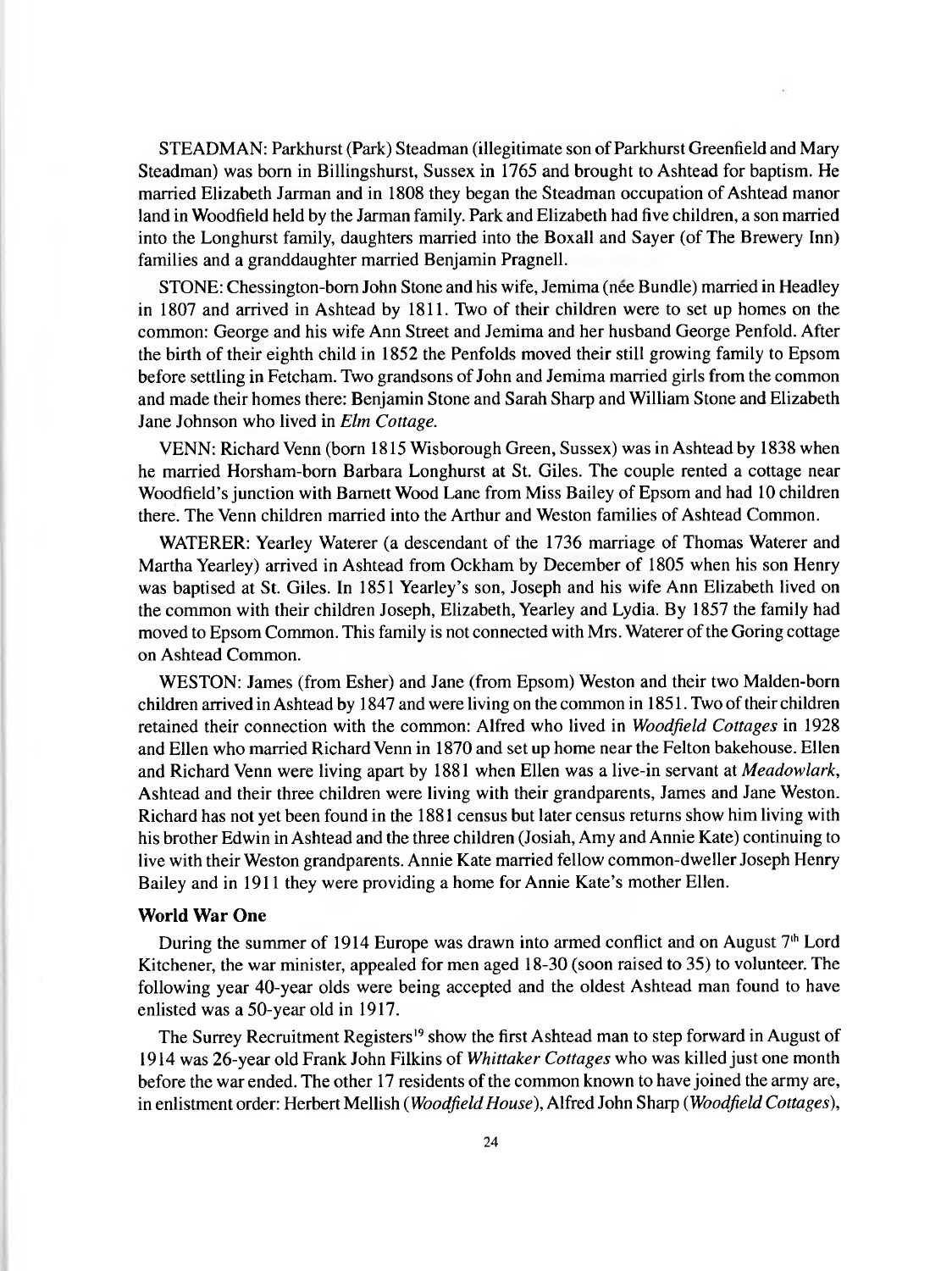STEADMAN: Parkhurst (Park) Steadman (illegitimate son of Parkhurst Greenfield and Mary Steadman) was born in Billingshurst, Sussex in 1765 and brought to Ashtead for baptism. He married Elizabeth Jarman and in 1808 they began the Steadman occupation of Ashtead manor land in Woodfield held by the Jarman family. Park and Elizabeth had five children, a son married into the Longhurst family, daughters married into the Boxall and Sayer (of The Brewery Inn) families and a granddaughter married Benjamin Pragnell.

STONE: Chessington-born John Stone and his wife, Jemima (née Bundle) married in Headley in 1807 and arrived in Ashtead by 1811. Two of their children were to set up homes on the common: George and his wife Ann Street and Jemima and her husband George Penfold. After the birth of their eighth child in 1852 the Penfolds moved their still growing family to Epsom before settling in Fetcham. Two grandsons of John and Jemima married girls from the common and made their homes there: Benjamin Stone and Sarah Sharp and William Stone and Elizabeth Jane Johnson who lived in *Elm Cottage.*

VENN: Richard Venn (born 1815 Wisborough Green, Sussex) was in Ashtead by 1838 when he married Horsham-born Barbara Longhurst at St. Giles. The couple rented a cottage near Woodfield's junction with Barnett Wood Lane from Miss Bailey of Epsom and had 10 children there. The Venn children married into the Arthur and Weston families of Ashtead Common.

WATERER: Yearley Waterer (a descendant of the 1736 marriage of Thomas Waterer and Martha Yearley) arrived in Ashtead from Ockham by December of 1805 when his son Henry was baptised at St. Giles. In 1851 Yearley's son, Joseph and his wife Ann Elizabeth lived on the common with their children Joseph, Elizabeth, Yearley and Lydia. By 1857 the family had moved to Epsom Common. This family is not connected with Mrs. Waterer of the Goring cottage on Ashtead Common.

WESTON: James (from Esher) and Jane (from Epsom) Weston and their two Malden-born children arrived in Ashtead by 1847 and were living on the common in 1851. Two of their children retained their connection with the common: Alfred who lived in *Woodfield Cottages* in 1928 and Ellen who married Richard Venn in 1870 and set up home near the Felton bakehouse. Ellen and Richard Venn were living apart by 1881 when Ellen was a live-in servant at *Meadowlark*, Ashtead and their three children were living with their grandparents, James and Jane Weston. Richard has not yet been found in the 1881 census but later census returns show him living with his brother Edwin in Ashtead and the three children (Josiah, Amy and Annie Kate) continuing to live with their Weston grandparents. Annie Kate married fellow common-dweller Joseph Henry Bailey and in 1911 they were providing a home for Annie Kate's mother Ellen.

### World War One

During the summer of 1914 Europe was drawn into armed conflict and on August 7th Lord Kitchener, the war minister, appealed for men aged 18-30 (soon raised to 35) to volunteer. The following year 40-year olds were being accepted and the oldest Ashtead man found to have enlisted was a 50-year old in 1917.

The Surrey Recruitment Registers[19] show the first Ashtead man to step forward in August of 1914 was 26-year old Frank John Filkins of *Whittaker Cottages* who was killed just one month before the war ended. The other 17 residents of the common known to have joined the army are, in enlistment order: Herbert Mellish (*Woodfield House*), Alfred John Sharp (*Woodfield Cottages*),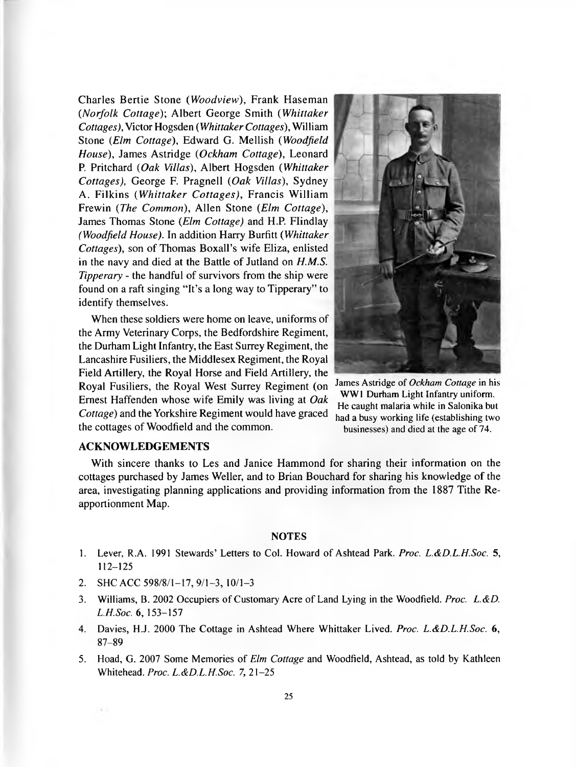Charles Bertie Stone (*Woodview*), Frank Haseman (*Norfolk Cottage*); Albert George Smith (*Whittaker Cottages*), Victor Hogsden (*Whittaker Cottages*), William Stone (*Elm Cottage*), Edward G. Mellish (*Woodfield House*), James Astridge (*Ockham Cottage*), Leonard P. Pritchard (*Oak Villas*), Albert Hogsden (*Whittaker Cottages*), George F. Pragnell (*Oak Villas*), Sydney A. Filkins (*Whittaker Cottages*), Francis William Frewin (*The Common*), Allen Stone (*Elm Cottage*), James Thomas Stone (*Elm Cottage*) and H.P. Flindlay (*Woodfield House*). In addition Harry Burfitt (*Whittaker Cottages*), son of Thomas Boxall's wife Eliza, enlisted in the navy and died at the Battle of Jutland on *H.M.S. Tipperary* - the handful of survivors from the ship were found on a raft singing "It's a long way to Tipperary" to identify themselves.

When these soldiers were home on leave, uniforms of the Army Veterinary Corps, the Bedfordshire Regiment, the Durham Light Infantry, the East Surrey Regiment, the Lancashire Fusiliers, the Middlesex Regiment, the Royal Field Artillery, the Royal Horse and Field Artillery, the Royal Fusiliers, the Royal West Surrey Regiment (on Ernest Haffenden whose wife Emily was living at *Oak Cottage*) and the Yorkshire Regiment would have graced the cottages of Woodfield and the common.

James Astridge of *Ockham Cottage* in his WW1 Durham Light Infantry uniform. He caught malaria while in Salonika but had a busy working life (establishing two businesses) and died at the age of 74.

## ACKNOWLEDGEMENTS

With sincere thanks to Les and Janice Hammond for sharing their information on the cottages purchased by James Weller, and to Brian Bouchard for sharing his knowledge of the area, investigating planning applications and providing information from the 1887 Tithe Re-apportionment Map.

## NOTES

1. Lever, R.A. 1991 Stewards' Letters to Col. Howard of Ashtead Park. *Proc. L.&D.L.H.Soc.* **5**, 112–125
2. SHC ACC 598/8/1–17, 9/1–3, 10/1–3
3. Williams, B. 2002 Occupiers of Customary Acre of Land Lying in the Woodfield. *Proc. L.&D. L.H.Soc.* **6**, 153–157
4. Davies, H.J. 2000 The Cottage in Ashtead Where Whittaker Lived. *Proc. L.&D.L.H.Soc.* **6**, 87–89
5. Hoad, G. 2007 Some Memories of *Elm Cottage* and Woodfield, Ashtead, as told by Kathleen Whitehead. *Proc. L.&D.L.H.Soc.* **7**, 21–25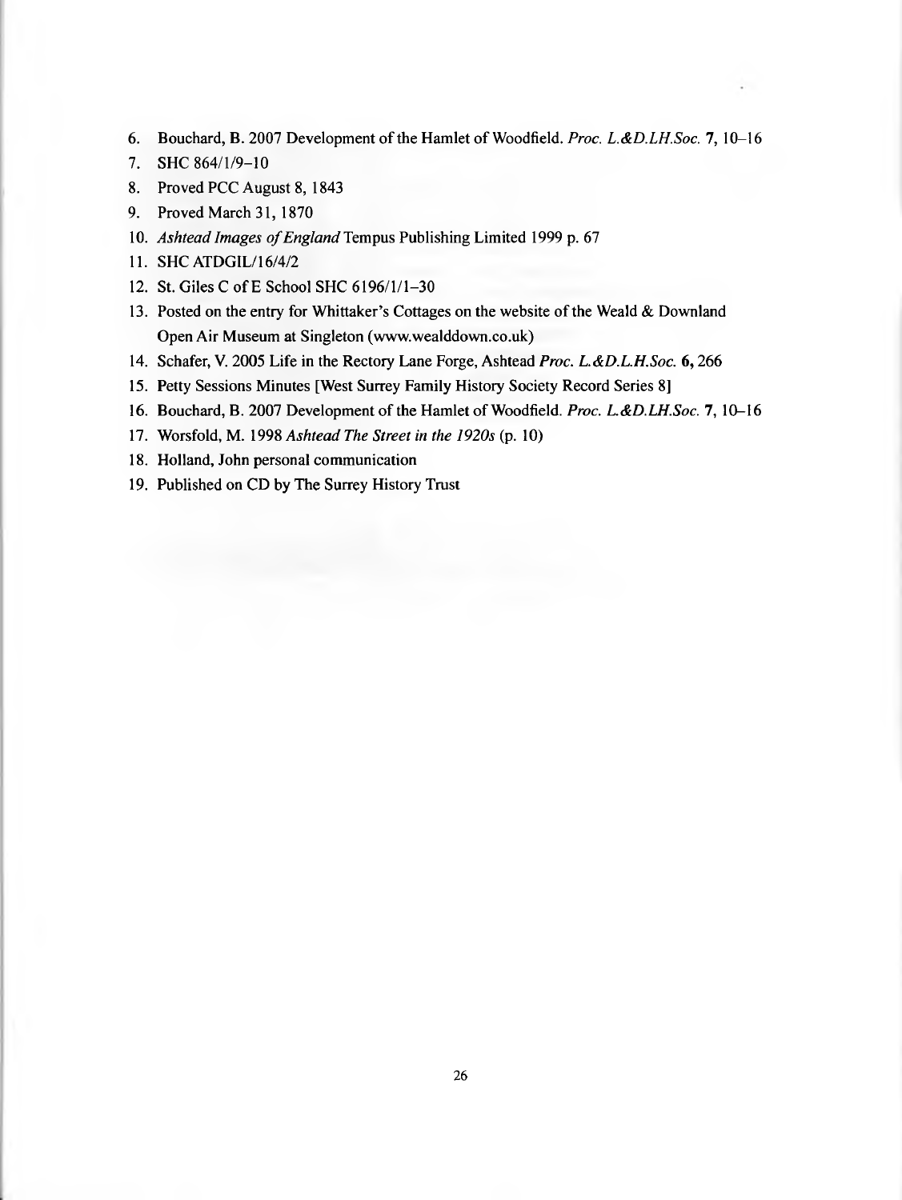6. Bouchard, B. 2007 Development of the Hamlet of Woodfield. *Proc. L.&D.LH.Soc.* **7**, 10–16
7. SHC 864/1/9–10
8. Proved PCC August 8, 1843
9. Proved March 31, 1870
10. *Ashtead Images of England* Tempus Publishing Limited 1999 p. 67
11. SHC ATDGIL/16/4/2
12. St. Giles C of E School SHC 6196/1/1–30
13. Posted on the entry for Whittaker's Cottages on the website of the Weald & Downland Open Air Museum at Singleton (www.wealddown.co.uk)
14. Schafer, V. 2005 Life in the Rectory Lane Forge, Ashtead *Proc. L.&D.L.H.Soc.* **6**, 266
15. Petty Sessions Minutes [West Surrey Family History Society Record Series 8]
16. Bouchard, B. 2007 Development of the Hamlet of Woodfield. *Proc. L.&D.LH.Soc.* **7**, 10–16
17. Worsfold, M. 1998 *Ashtead The Street in the 1920s* (p. 10)
18. Holland, John personal communication
19. Published on CD by The Surrey History Trust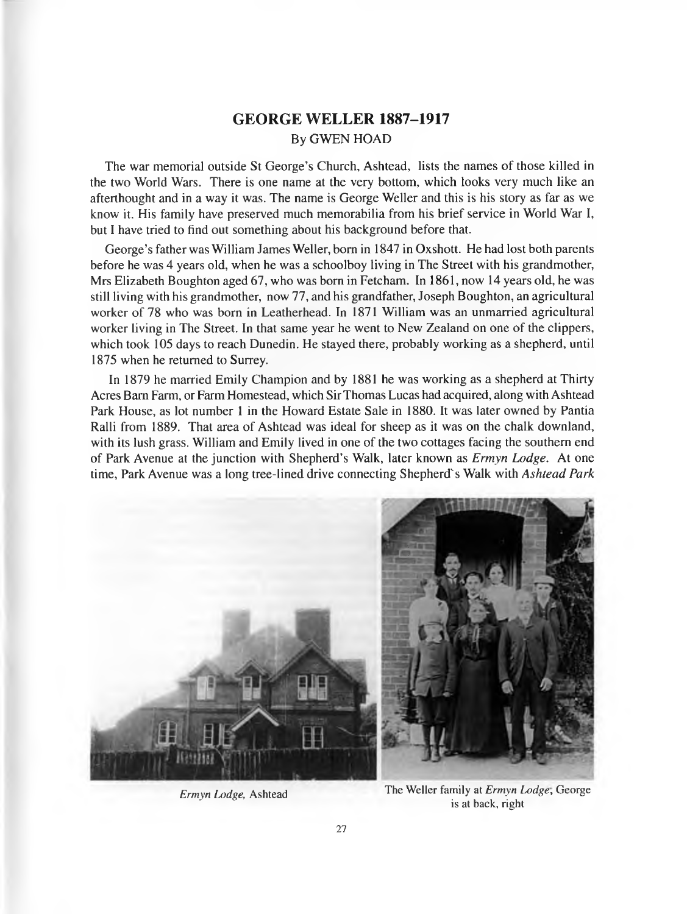## GEORGE WELLER 1887–1917

By GWEN HOAD

The war memorial outside St George's Church, Ashtead, lists the names of those killed in the two World Wars. There is one name at the very bottom, which looks very much like an afterthought and in a way it was. The name is George Weller and this is his story as far as we know it. His family have preserved much memorabilia from his brief service in World War I, but I have tried to find out something about his background before that.

George's father was William James Weller, born in 1847 in Oxshott. He had lost both parents before he was 4 years old, when he was a schoolboy living in The Street with his grandmother, Mrs Elizabeth Boughton aged 67, who was born in Fetcham. In 1861, now 14 years old, he was still living with his grandmother, now 77, and his grandfather, Joseph Boughton, an agricultural worker of 78 who was born in Leatherhead. In 1871 William was an unmarried agricultural worker living in The Street. In that same year he went to New Zealand on one of the clippers, which took 105 days to reach Dunedin. He stayed there, probably working as a shepherd, until 1875 when he returned to Surrey.

In 1879 he married Emily Champion and by 1881 he was working as a shepherd at Thirty Acres Barn Farm, or Farm Homestead, which Sir Thomas Lucas had acquired, along with Ashtead Park House, as lot number 1 in the Howard Estate Sale in 1880. It was later owned by Pantia Ralli from 1889. That area of Ashtead was ideal for sheep as it was on the chalk downland, with its lush grass. William and Emily lived in one of the two cottages facing the southern end of Park Avenue at the junction with Shepherd's Walk, later known as *Ermyn Lodge*. At one time, Park Avenue was a long tree-lined drive connecting Shepherd's Walk with *Ashtead Park*

*Ermyn Lodge*, Ashtead

The Weller family at *Ermyn Lodge*, George is at back, right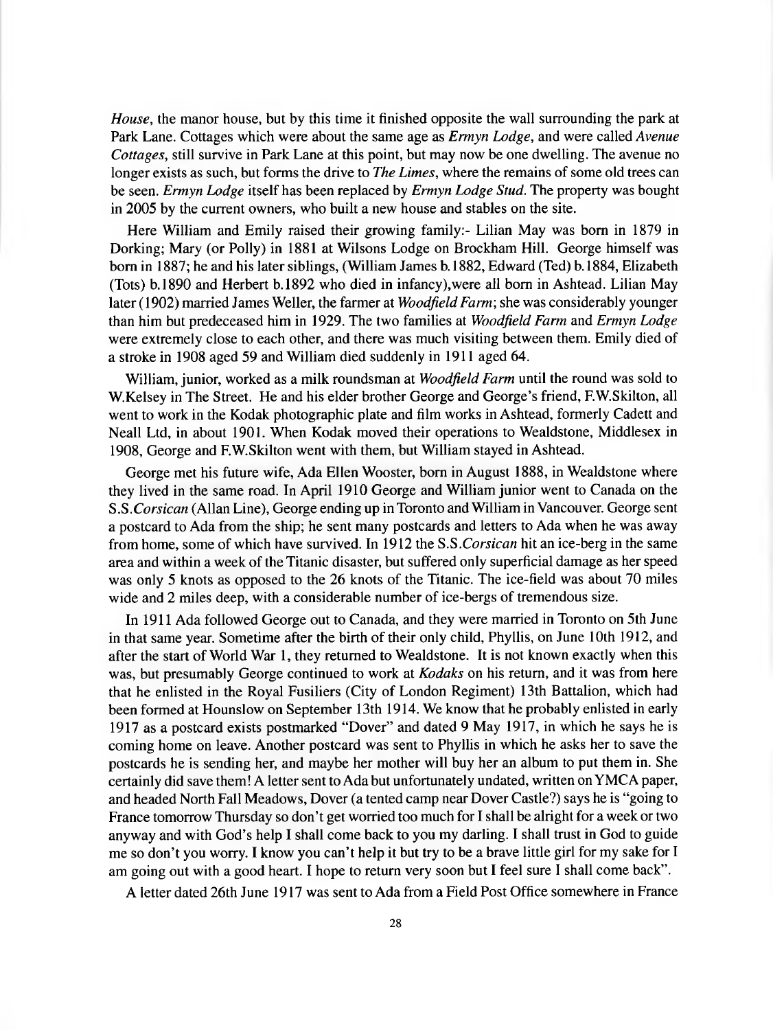*House*, the manor house, but by this time it finished opposite the wall surrounding the park at Park Lane. Cottages which were about the same age as *Ermyn Lodge*, and were called *Avenue Cottages*, still survive in Park Lane at this point, but may now be one dwelling. The avenue no longer exists as such, but forms the drive to *The Limes*, where the remains of some old trees can be seen. *Ermyn Lodge* itself has been replaced by *Ermyn Lodge Stud*. The property was bought in 2005 by the current owners, who built a new house and stables on the site.

Here William and Emily raised their growing family:- Lilian May was born in 1879 in Dorking; Mary (or Polly) in 1881 at Wilsons Lodge on Brockham Hill. George himself was born in 1887; he and his later siblings, (William James b.1882, Edward (Ted) b.1884, Elizabeth (Tots) b.1890 and Herbert b.1892 who died in infancy),were all born in Ashtead. Lilian May later (1902) married James Weller, the farmer at *Woodfield Farm*; she was considerably younger than him but predeceased him in 1929. The two families at *Woodfield Farm* and *Ermyn Lodge* were extremely close to each other, and there was much visiting between them. Emily died of a stroke in 1908 aged 59 and William died suddenly in 1911 aged 64.

William, junior, worked as a milk roundsman at *Woodfield Farm* until the round was sold to W.Kelsey in The Street. He and his elder brother George and George's friend, F.W.Skilton, all went to work in the Kodak photographic plate and film works in Ashtead, formerly Cadett and Neall Ltd, in about 1901. When Kodak moved their operations to Wealdstone, Middlesex in 1908, George and F.W.Skilton went with them, but William stayed in Ashtead.

George met his future wife, Ada Ellen Wooster, born in August 1888, in Wealdstone where they lived in the same road. In April 1910 George and William junior went to Canada on the S.S.*Corsican* (Allan Line), George ending up in Toronto and William in Vancouver. George sent a postcard to Ada from the ship; he sent many postcards and letters to Ada when he was away from home, some of which have survived. In 1912 the S.S.*Corsican* hit an ice-berg in the same area and within a week of the Titanic disaster, but suffered only superficial damage as her speed was only 5 knots as opposed to the 26 knots of the Titanic. The ice-field was about 70 miles wide and 2 miles deep, with a considerable number of ice-bergs of tremendous size.

In 1911 Ada followed George out to Canada, and they were married in Toronto on 5th June in that same year. Sometime after the birth of their only child, Phyllis, on June 10th 1912, and after the start of World War 1, they returned to Wealdstone. It is not known exactly when this was, but presumably George continued to work at *Kodaks* on his return, and it was from here that he enlisted in the Royal Fusiliers (City of London Regiment) 13th Battalion, which had been formed at Hounslow on September 13th 1914. We know that he probably enlisted in early 1917 as a postcard exists postmarked "Dover" and dated 9 May 1917, in which he says he is coming home on leave. Another postcard was sent to Phyllis in which he asks her to save the postcards he is sending her, and maybe her mother will buy her an album to put them in. She certainly did save them! A letter sent to Ada but unfortunately undated, written on YMCA paper, and headed North Fall Meadows, Dover (a tented camp near Dover Castle?) says he is "going to France tomorrow Thursday so don't get worried too much for I shall be alright for a week or two anyway and with God's help I shall come back to you my darling. I shall trust in God to guide me so don't you worry. I know you can't help it but try to be a brave little girl for my sake for I am going out with a good heart. I hope to return very soon but I feel sure I shall come back".

A letter dated 26th June 1917 was sent to Ada from a Field Post Office somewhere in France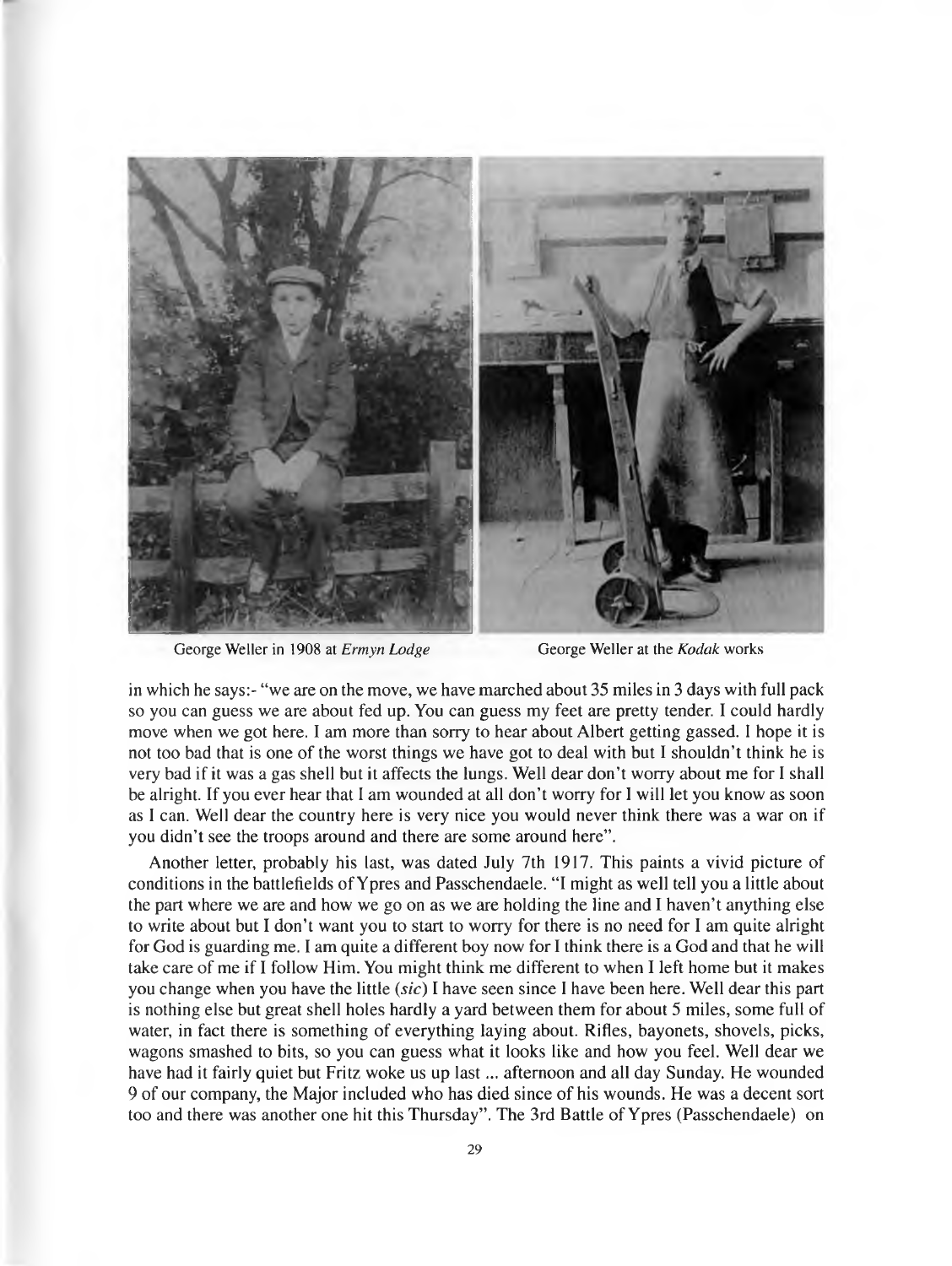George Weller in 1908 at *Ermyn Lodge*

George Weller at the *Kodak* works

in which he says:- "we are on the move, we have marched about 35 miles in 3 days with full pack so you can guess we are about fed up. You can guess my feet are pretty tender. I could hardly move when we got here. I am more than sorry to hear about Albert getting gassed. I hope it is not too bad that is one of the worst things we have got to deal with but I shouldn't think he is very bad if it was a gas shell but it affects the lungs. Well dear don't worry about me for I shall be alright. If you ever hear that I am wounded at all don't worry for I will let you know as soon as I can. Well dear the country here is very nice you would never think there was a war on if you didn't see the troops around and there are some around here".

Another letter, probably his last, was dated July 7th 1917. This paints a vivid picture of conditions in the battlefields of Ypres and Passchendaele. "I might as well tell you a little about the part where we are and how we go on as we are holding the line and I haven't anything else to write about but I don't want you to start to worry for there is no need for I am quite alright for God is guarding me. I am quite a different boy now for I think there is a God and that he will take care of me if I follow Him. You might think me different to when I left home but it makes you change when you have the little (*sic*) I have seen since I have been here. Well dear this part is nothing else but great shell holes hardly a yard between them for about 5 miles, some full of water, in fact there is something of everything laying about. Rifles, bayonets, shovels, picks, wagons smashed to bits, so you can guess what it looks like and how you feel. Well dear we have had it fairly quiet but Fritz woke us up last ... afternoon and all day Sunday. He wounded 9 of our company, the Major included who has died since of his wounds. He was a decent sort too and there was another one hit this Thursday". The 3rd Battle of Ypres (Passchendaele) on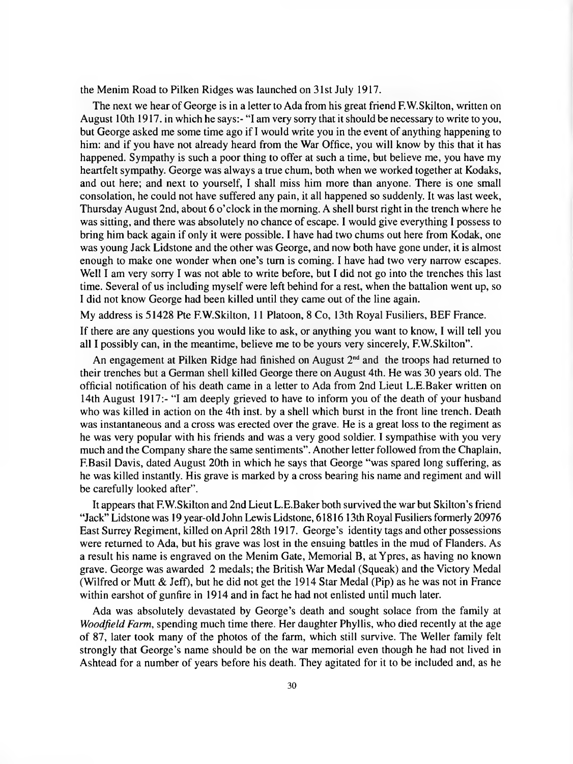the Menim Road to Pilken Ridges was launched on 31st July 1917.

The next we hear of George is in a letter to Ada from his great friend F.W.Skilton, written on August 10th 1917. in which he says:- "I am very sorry that it should be necessary to write to you, but George asked me some time ago if I would write you in the event of anything happening to him: and if you have not already heard from the War Office, you will know by this that it has happened. Sympathy is such a poor thing to offer at such a time, but believe me, you have my heartfelt sympathy. George was always a true chum, both when we worked together at Kodaks, and out here; and next to yourself, I shall miss him more than anyone. There is one small consolation, he could not have suffered any pain, it all happened so suddenly. It was last week, Thursday August 2nd, about 6 o'clock in the morning. A shell burst right in the trench where he was sitting, and there was absolutely no chance of escape. I would give everything I possess to bring him back again if only it were possible. I have had two chums out here from Kodak, one was young Jack Lidstone and the other was George, and now both have gone under, it is almost enough to make one wonder when one's turn is coming. I have had two very narrow escapes. Well I am very sorry I was not able to write before, but I did not go into the trenches this last time. Several of us including myself were left behind for a rest, when the battalion went up, so I did not know George had been killed until they came out of the line again.

My address is 51428 Pte F.W.Skilton, 11 Platoon, 8 Co, 13th Royal Fusiliers, BEF France.

If there are any questions you would like to ask, or anything you want to know, I will tell you all I possibly can, in the meantime, believe me to be yours very sincerely, F.W.Skilton".

An engagement at Pilken Ridge had finished on August 2nd and the troops had returned to their trenches but a German shell killed George there on August 4th. He was 30 years old. The official notification of his death came in a letter to Ada from 2nd Lieut L.E.Baker written on 14th August 1917:- "I am deeply grieved to have to inform you of the death of your husband who was killed in action on the 4th inst. by a shell which burst in the front line trench. Death was instantaneous and a cross was erected over the grave. He is a great loss to the regiment as he was very popular with his friends and was a very good soldier. I sympathise with you very much and the Company share the same sentiments". Another letter followed from the Chaplain, F.Basil Davis, dated August 20th in which he says that George "was spared long suffering, as he was killed instantly. His grave is marked by a cross bearing his name and regiment and will be carefully looked after".

It appears that F.W.Skilton and 2nd Lieut L.E.Baker both survived the war but Skilton's friend "Jack" Lidstone was 19 year-old John Lewis Lidstone, 61816 13th Royal Fusiliers formerly 20976 East Surrey Regiment, killed on April 28th 1917. George's identity tags and other possessions were returned to Ada, but his grave was lost in the ensuing battles in the mud of Flanders. As a result his name is engraved on the Menim Gate, Memorial B, at Ypres, as having no known grave. George was awarded 2 medals; the British War Medal (Squeak) and the Victory Medal (Wilfred or Mutt & Jeff), but he did not get the 1914 Star Medal (Pip) as he was not in France within earshot of gunfire in 1914 and in fact he had not enlisted until much later.

Ada was absolutely devastated by George's death and sought solace from the family at *Woodfield Farm*, spending much time there. Her daughter Phyllis, who died recently at the age of 87, later took many of the photos of the farm, which still survive. The Weller family felt strongly that George's name should be on the war memorial even though he had not lived in Ashtead for a number of years before his death. They agitated for it to be included and, as he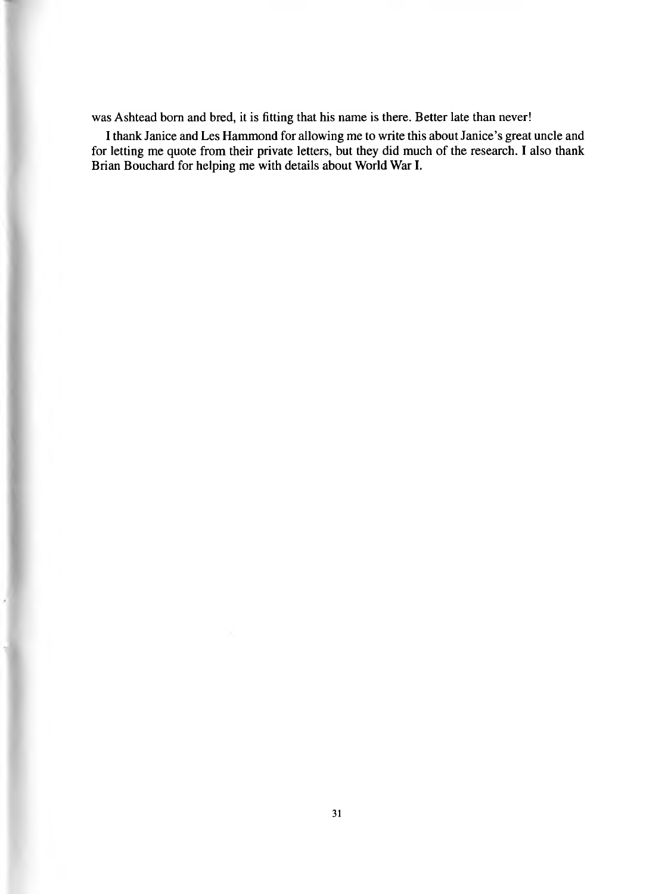was Ashtead born and bred, it is fitting that his name is there. Better late than never!

I thank Janice and Les Hammond for allowing me to write this about Janice's great uncle and for letting me quote from their private letters, but they did much of the research. I also thank Brian Bouchard for helping me with details about World War I.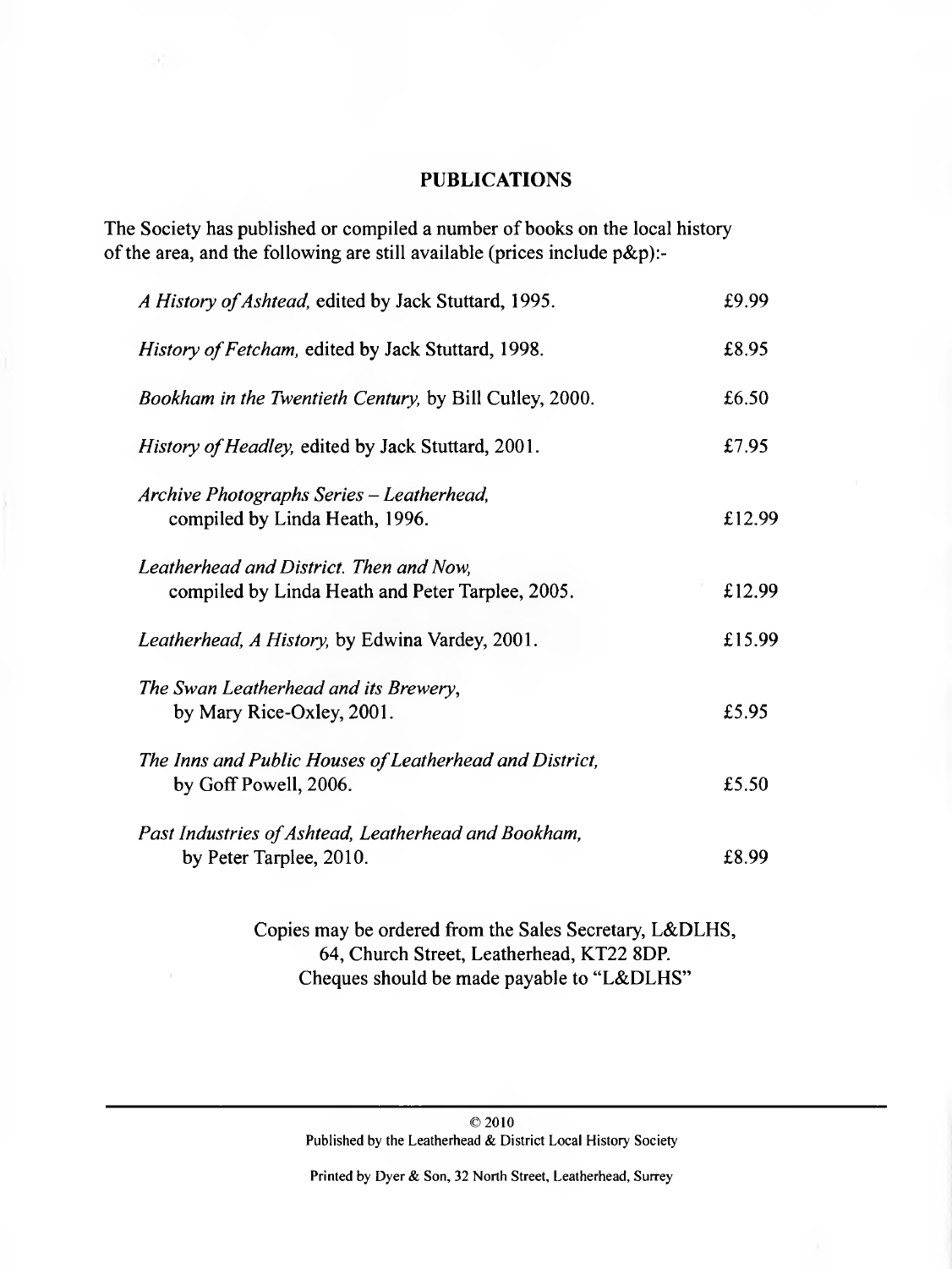## PUBLICATIONS

The Society has published or compiled a number of books on the local history of the area, and the following are still available (prices include p&p):-

| | |
|---|---|
| *A History of Ashtead,* edited by Jack Stuttard, 1995. | £9.99 |
| *History of Fetcham,* edited by Jack Stuttard, 1998. | £8.95 |
| *Bookham in the Twentieth Century,* by Bill Culley, 2000. | £6.50 |
| *History of Headley,* edited by Jack Stuttard, 2001. | £7.95 |
| *Archive Photographs Series – Leatherhead,* compiled by Linda Heath, 1996. | £12.99 |
| *Leatherhead and District. Then and Now,* compiled by Linda Heath and Peter Tarplee, 2005. | £12.99 |
| *Leatherhead, A History,* by Edwina Vardey, 2001. | £15.99 |
| *The Swan Leatherhead and its Brewery,* by Mary Rice-Oxley, 2001. | £5.95 |
| *The Inns and Public Houses of Leatherhead and District,* by Goff Powell, 2006. | £5.50 |
| *Past Industries of Ashtead, Leatherhead and Bookham,* by Peter Tarplee, 2010. | £8.99 |

Copies may be ordered from the Sales Secretary, L&DLHS,
64, Church Street, Leatherhead, KT22 8DP.
Cheques should be made payable to "L&DLHS"

© 2010
Published by the Leatherhead & District Local History Society

Printed by Dyer & Son, 32 North Street, Leatherhead, Surrey